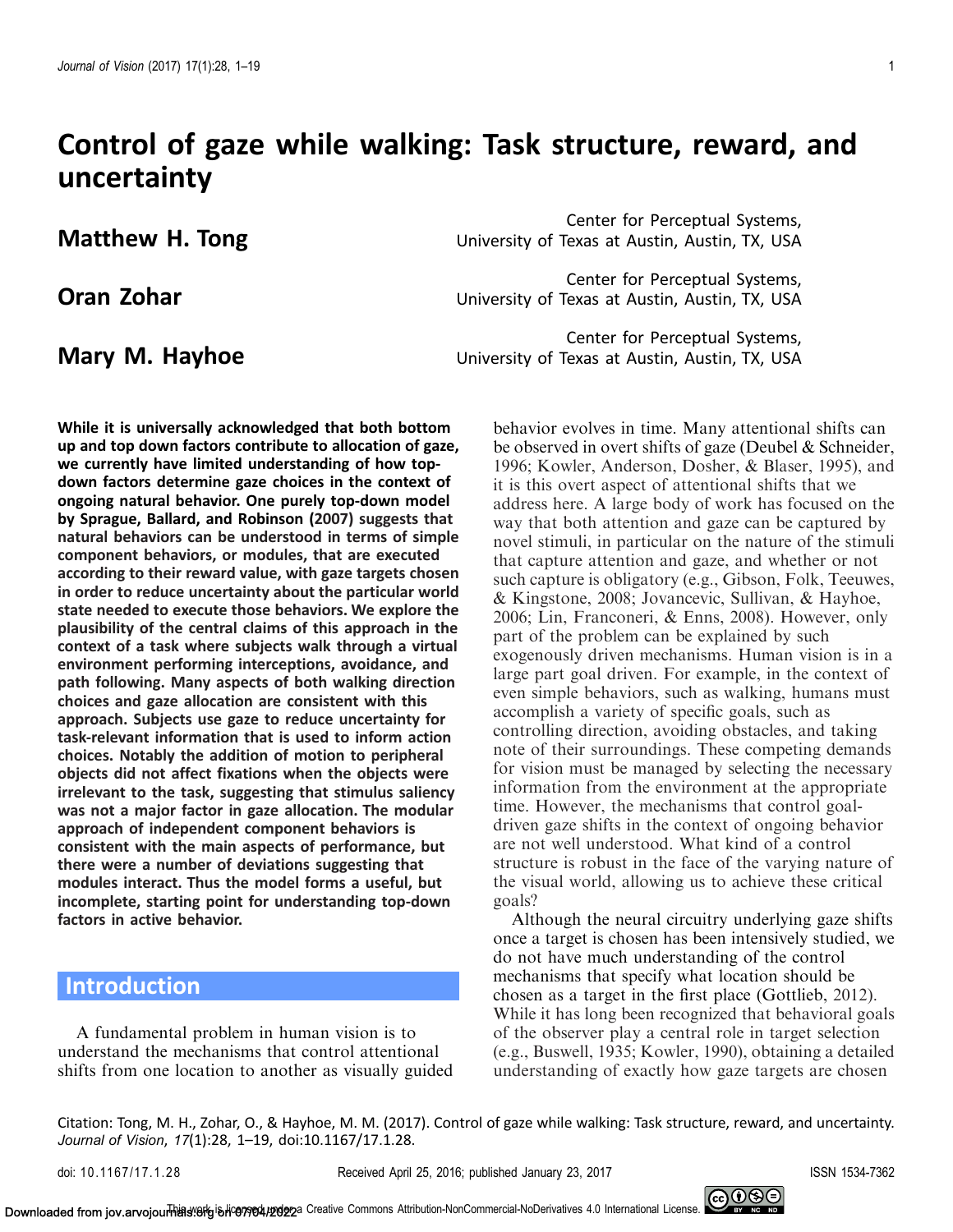# Control of gaze while walking: Task structure, reward, and uncertainty

**Matthew H. Tong** — Center for Perceptual Systems, University of Texas at Austin, Austin, TX, USA

**Oran Zohar** — Center for Perceptual Systems, University of Texas at Austin, Austin, TX, USA

**Mary M. Hayhoe** — Center for Perceptual Systems, University of Texas at Austin, Austin, TX, USA

**While it is universally acknowledged that both bottom up and top down factors contribute to allocation of gaze, we currently have limited understanding of how top-down factors determine gaze choices in the context of ongoing natural behavior. One purely top-down model by Sprague, Ballard, and Robinson (2007) suggests that natural behaviors can be understood in terms of simple component behaviors, or modules, that are executed according to their reward value, with gaze targets chosen in order to reduce uncertainty about the particular world state needed to execute those behaviors. We explore the plausibility of the central claims of this approach in the context of a task where subjects walk through a virtual environment performing interceptions, avoidance, and path following. Many aspects of both walking direction choices and gaze allocation are consistent with this approach. Subjects use gaze to reduce uncertainty for task-relevant information that is used to inform action choices. Notably the addition of motion to peripheral objects did not affect fixations when the objects were irrelevant to the task, suggesting that stimulus saliency was not a major factor in gaze allocation. The modular approach of independent component behaviors is consistent with the main aspects of performance, but there were a number of deviations suggesting that modules interact. Thus the model forms a useful, but incomplete, starting point for understanding top-down factors in active behavior.**

## Introduction

A fundamental problem in human vision is to understand the mechanisms that control attentional shifts from one location to another as visually guided behavior evolves in time. Many attentional shifts can be observed in overt shifts of gaze (Deubel & Schneider, 1996; Kowler, Anderson, Dosher, & Blaser, 1995), and it is this overt aspect of attentional shifts that we address here. A large body of work has focused on the way that both attention and gaze can be captured by novel stimuli, in particular on the nature of the stimuli that capture attention and gaze, and whether or not such capture is obligatory (e.g., Gibson, Folk, Teeuwes, & Kingstone, 2008; Jovancevic, Sullivan, & Hayhoe, 2006; Lin, Franconeri, & Enns, 2008). However, only part of the problem can be explained by such exogenously driven mechanisms. Human vision is in a large part goal driven. For example, in the context of even simple behaviors, such as walking, humans must accomplish a variety of specific goals, such as controlling direction, avoiding obstacles, and taking note of their surroundings. These competing demands for vision must be managed by selecting the necessary information from the environment at the appropriate time. However, the mechanisms that control goal-driven gaze shifts in the context of ongoing behavior are not well understood. What kind of a control structure is robust in the face of the varying nature of the visual world, allowing us to achieve these critical goals?

Although the neural circuitry underlying gaze shifts once a target is chosen has been intensively studied, we do not have much understanding of the control mechanisms that specify what location should be chosen as a target in the first place (Gottlieb, 2012). While it has long been recognized that behavioral goals of the observer play a central role in target selection (e.g., Buswell, 1935; Kowler, 1990), obtaining a detailed understanding of exactly how gaze targets are chosen

Citation: Tong, M. H., Zohar, O., & Hayhoe, M. M. (2017). Control of gaze while walking: Task structure, reward, and uncertainty. *Journal of Vision*, *17*(1):28, 1–19, doi:10.1167/17.1.28.

doi: 10.1167/17.1.28 Received April 25, 2016; published January 23, 2017 ISSN 1534-7362

This work is licensed under a Creative Commons Attribution-NonCommercial-NoDerivatives 4.0 International License.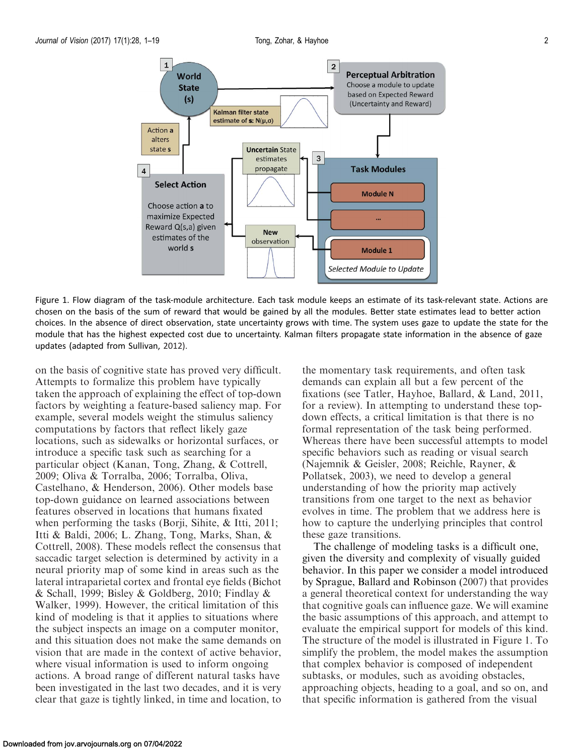Figure 1. Flow diagram of the task-module architecture. Each task module keeps an estimate of its task-relevant state. Actions are chosen on the basis of the sum of reward that would be gained by all the modules. Better state estimates lead to better action choices. In the absence of direct observation, state uncertainty grows with time. The system uses gaze to update the state for the module that has the highest expected cost due to uncertainty. Kalman filters propagate state information in the absence of gaze updates (adapted from Sullivan, 2012).

on the basis of cognitive state has proved very difficult. Attempts to formalize this problem have typically taken the approach of explaining the effect of top-down factors by weighting a feature-based saliency map. For example, several models weight the stimulus saliency computations by factors that reflect likely gaze locations, such as sidewalks or horizontal surfaces, or introduce a specific task such as searching for a particular object (Kanan, Tong, Zhang, & Cottrell, 2009; Oliva & Torralba, 2006; Torralba, Oliva, Castelhano, & Henderson, 2006). Other models base top-down guidance on learned associations between features observed in locations that humans fixated when performing the tasks (Borji, Sihite, & Itti, 2011; Itti & Baldi, 2006; L. Zhang, Tong, Marks, Shan, & Cottrell, 2008). These models reflect the consensus that saccadic target selection is determined by activity in a neural priority map of some kind in areas such as the lateral intraparietal cortex and frontal eye fields (Bichot & Schall, 1999; Bisley & Goldberg, 2010; Findlay & Walker, 1999). However, the critical limitation of this kind of modeling is that it applies to situations where the subject inspects an image on a computer monitor, and this situation does not make the same demands on vision that are made in the context of active behavior, where visual information is used to inform ongoing actions. A broad range of different natural tasks have been investigated in the last two decades, and it is very clear that gaze is tightly linked, in time and location, to the momentary task requirements, and often task demands can explain all but a few percent of the fixations (see Tatler, Hayhoe, Ballard, & Land, 2011, for a review). In attempting to understand these top-down effects, a critical limitation is that there is no formal representation of the task being performed. Whereas there have been successful attempts to model specific behaviors such as reading or visual search (Najemnik & Geisler, 2008; Reichle, Rayner, & Pollatsek, 2003), we need to develop a general understanding of how the priority map actively transitions from one target to the next as behavior evolves in time. The problem that we address here is how to capture the underlying principles that control these gaze transitions.

The challenge of modeling tasks is a difficult one, given the diversity and complexity of visually guided behavior. In this paper we consider a model introduced by Sprague, Ballard and Robinson (2007) that provides a general theoretical context for understanding the way that cognitive goals can influence gaze. We will examine the basic assumptions of this approach, and attempt to evaluate the empirical support for models of this kind. The structure of the model is illustrated in Figure 1. To simplify the problem, the model makes the assumption that complex behavior is composed of independent subtasks, or modules, such as avoiding obstacles, approaching objects, heading to a goal, and so on, and that specific information is gathered from the visual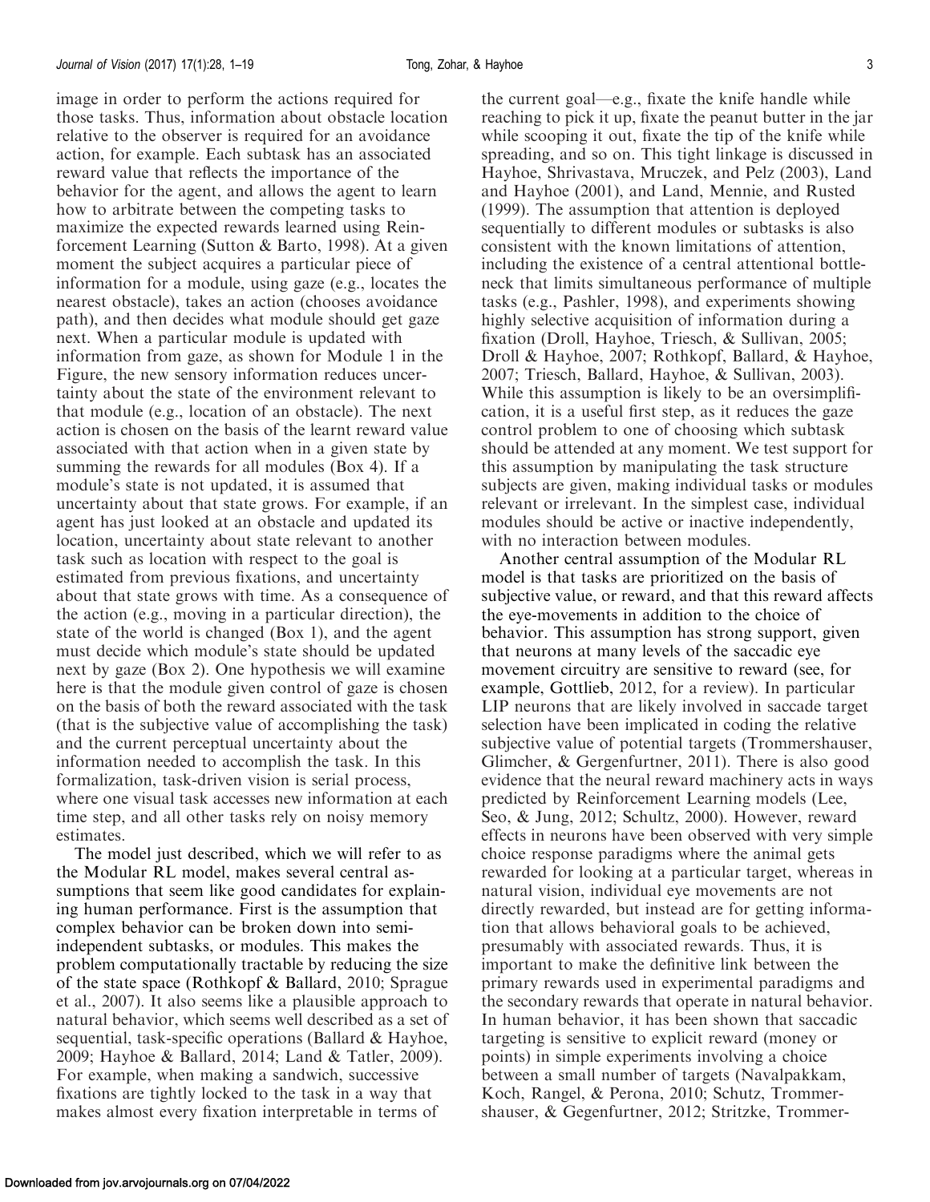image in order to perform the actions required for those tasks. Thus, information about obstacle location relative to the observer is required for an avoidance action, for example. Each subtask has an associated reward value that reflects the importance of the behavior for the agent, and allows the agent to learn how to arbitrate between the competing tasks to maximize the expected rewards learned using Reinforcement Learning (Sutton & Barto, 1998). At a given moment the subject acquires a particular piece of information for a module, using gaze (e.g., locates the nearest obstacle), takes an action (chooses avoidance path), and then decides what module should get gaze next. When a particular module is updated with information from gaze, as shown for Module 1 in the Figure, the new sensory information reduces uncertainty about the state of the environment relevant to that module (e.g., location of an obstacle). The next action is chosen on the basis of the learnt reward value associated with that action when in a given state by summing the rewards for all modules (Box 4). If a module's state is not updated, it is assumed that uncertainty about that state grows. For example, if an agent has just looked at an obstacle and updated its location, uncertainty about state relevant to another task such as location with respect to the goal is estimated from previous fixations, and uncertainty about that state grows with time. As a consequence of the action (e.g., moving in a particular direction), the state of the world is changed (Box 1), and the agent must decide which module's state should be updated next by gaze (Box 2). One hypothesis we will examine here is that the module given control of gaze is chosen on the basis of both the reward associated with the task (that is the subjective value of accomplishing the task) and the current perceptual uncertainty about the information needed to accomplish the task. In this formalization, task-driven vision is serial process, where one visual task accesses new information at each time step, and all other tasks rely on noisy memory estimates.

The model just described, which we will refer to as the Modular RL model, makes several central assumptions that seem like good candidates for explaining human performance. First is the assumption that complex behavior can be broken down into semi-independent subtasks, or modules. This makes the problem computationally tractable by reducing the size of the state space (Rothkopf & Ballard, 2010; Sprague et al., 2007). It also seems like a plausible approach to natural behavior, which seems well described as a set of sequential, task-specific operations (Ballard & Hayhoe, 2009; Hayhoe & Ballard, 2014; Land & Tatler, 2009). For example, when making a sandwich, successive fixations are tightly locked to the task in a way that makes almost every fixation interpretable in terms of the current goal—e.g., fixate the knife handle while reaching to pick it up, fixate the peanut butter in the jar while scooping it out, fixate the tip of the knife while spreading, and so on. This tight linkage is discussed in Hayhoe, Shrivastava, Mruczek, and Pelz (2003), Land and Hayhoe (2001), and Land, Mennie, and Rusted (1999). The assumption that attention is deployed sequentially to different modules or subtasks is also consistent with the known limitations of attention, including the existence of a central attentional bottleneck that limits simultaneous performance of multiple tasks (e.g., Pashler, 1998), and experiments showing highly selective acquisition of information during a fixation (Droll, Hayhoe, Triesch, & Sullivan, 2005; Droll & Hayhoe, 2007; Rothkopf, Ballard, & Hayhoe, 2007; Triesch, Ballard, Hayhoe, & Sullivan, 2003). While this assumption is likely to be an oversimplification, it is a useful first step, as it reduces the gaze control problem to one of choosing which subtask should be attended at any moment. We test support for this assumption by manipulating the task structure subjects are given, making individual tasks or modules relevant or irrelevant. In the simplest case, individual modules should be active or inactive independently, with no interaction between modules.

Another central assumption of the Modular RL model is that tasks are prioritized on the basis of subjective value, or reward, and that this reward affects the eye-movements in addition to the choice of behavior. This assumption has strong support, given that neurons at many levels of the saccadic eye movement circuitry are sensitive to reward (see, for example, Gottlieb, 2012, for a review). In particular LIP neurons that are likely involved in saccade target selection have been implicated in coding the relative subjective value of potential targets (Trommershauser, Glimcher, & Gergenfurtner, 2011). There is also good evidence that the neural reward machinery acts in ways predicted by Reinforcement Learning models (Lee, Seo, & Jung, 2012; Schultz, 2000). However, reward effects in neurons have been observed with very simple choice response paradigms where the animal gets rewarded for looking at a particular target, whereas in natural vision, individual eye movements are not directly rewarded, but instead are for getting information that allows behavioral goals to be achieved, presumably with associated rewards. Thus, it is important to make the definitive link between the primary rewards used in experimental paradigms and the secondary rewards that operate in natural behavior. In human behavior, it has been shown that saccadic targeting is sensitive to explicit reward (money or points) in simple experiments involving a choice between a small number of targets (Navalpakkam, Koch, Rangel, & Perona, 2010; Schutz, Trommershauser, & Gegenfurtner, 2012; Stritzke, Trommer-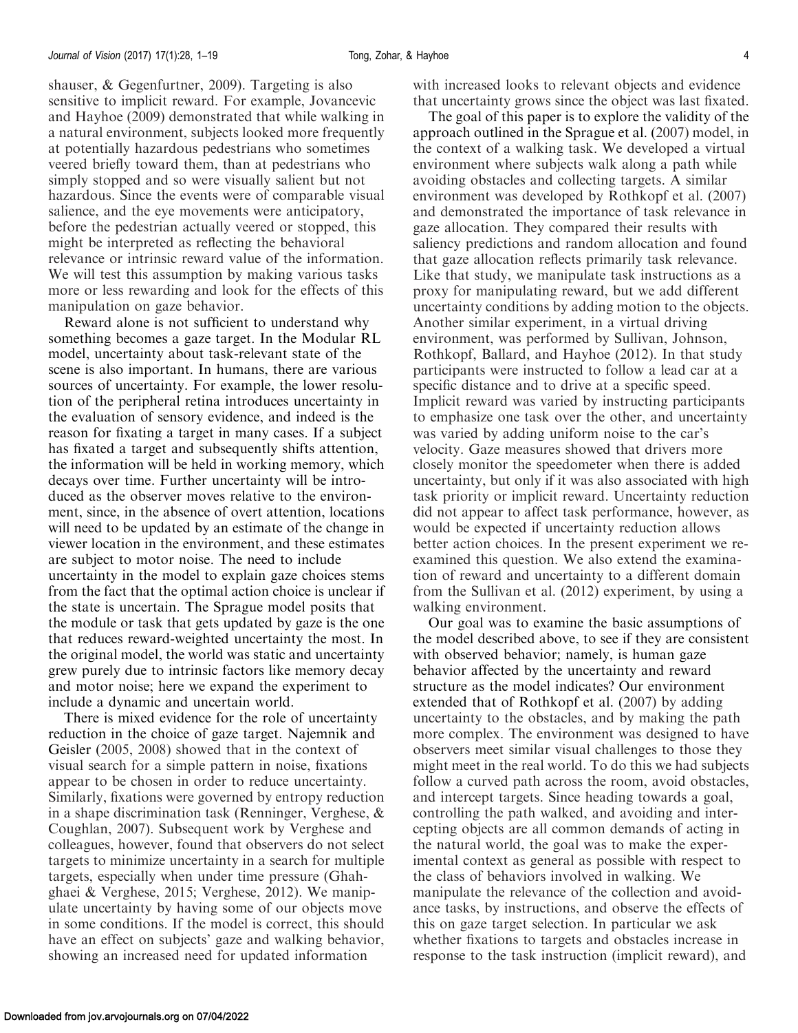shauser, & Gegenfurtner, 2009). Targeting is also sensitive to implicit reward. For example, Jovancevic and Hayhoe (2009) demonstrated that while walking in a natural environment, subjects looked more frequently at potentially hazardous pedestrians who sometimes veered briefly toward them, than at pedestrians who simply stopped and so were visually salient but not hazardous. Since the events were of comparable visual salience, and the eye movements were anticipatory, before the pedestrian actually veered or stopped, this might be interpreted as reflecting the behavioral relevance or intrinsic reward value of the information. We will test this assumption by making various tasks more or less rewarding and look for the effects of this manipulation on gaze behavior.

Reward alone is not sufficient to understand why something becomes a gaze target. In the Modular RL model, uncertainty about task-relevant state of the scene is also important. In humans, there are various sources of uncertainty. For example, the lower resolution of the peripheral retina introduces uncertainty in the evaluation of sensory evidence, and indeed is the reason for fixating a target in many cases. If a subject has fixated a target and subsequently shifts attention, the information will be held in working memory, which decays over time. Further uncertainty will be introduced as the observer moves relative to the environment, since, in the absence of overt attention, locations will need to be updated by an estimate of the change in viewer location in the environment, and these estimates are subject to motor noise. The need to include uncertainty in the model to explain gaze choices stems from the fact that the optimal action choice is unclear if the state is uncertain. The Sprague model posits that the module or task that gets updated by gaze is the one that reduces reward-weighted uncertainty the most. In the original model, the world was static and uncertainty grew purely due to intrinsic factors like memory decay and motor noise; here we expand the experiment to include a dynamic and uncertain world.

There is mixed evidence for the role of uncertainty reduction in the choice of gaze target. Najemnik and Geisler (2005, 2008) showed that in the context of visual search for a simple pattern in noise, fixations appear to be chosen in order to reduce uncertainty. Similarly, fixations were governed by entropy reduction in a shape discrimination task (Renninger, Verghese, & Coughlan, 2007). Subsequent work by Verghese and colleagues, however, found that observers do not select targets to minimize uncertainty in a search for multiple targets, especially when under time pressure (Ghahghaei & Verghese, 2015; Verghese, 2012). We manipulate uncertainty by having some of our objects move in some conditions. If the model is correct, this should have an effect on subjects' gaze and walking behavior, showing an increased need for updated information with increased looks to relevant objects and evidence that uncertainty grows since the object was last fixated.

The goal of this paper is to explore the validity of the approach outlined in the Sprague et al. (2007) model, in the context of a walking task. We developed a virtual environment where subjects walk along a path while avoiding obstacles and collecting targets. A similar environment was developed by Rothkopf et al. (2007) and demonstrated the importance of task relevance in gaze allocation. They compared their results with saliency predictions and random allocation and found that gaze allocation reflects primarily task relevance. Like that study, we manipulate task instructions as a proxy for manipulating reward, but we add different uncertainty conditions by adding motion to the objects. Another similar experiment, in a virtual driving environment, was performed by Sullivan, Johnson, Rothkopf, Ballard, and Hayhoe (2012). In that study participants were instructed to follow a lead car at a specific distance and to drive at a specific speed. Implicit reward was varied by instructing participants to emphasize one task over the other, and uncertainty was varied by adding uniform noise to the car's velocity. Gaze measures showed that drivers more closely monitor the speedometer when there is added uncertainty, but only if it was also associated with high task priority or implicit reward. Uncertainty reduction did not appear to affect task performance, however, as would be expected if uncertainty reduction allows better action choices. In the present experiment we reexamined this question. We also extend the examination of reward and uncertainty to a different domain from the Sullivan et al. (2012) experiment, by using a walking environment.

Our goal was to examine the basic assumptions of the model described above, to see if they are consistent with observed behavior; namely, is human gaze behavior affected by the uncertainty and reward structure as the model indicates? Our environment extended that of Rothkopf et al. (2007) by adding uncertainty to the obstacles, and by making the path more complex. The environment was designed to have observers meet similar visual challenges to those they might meet in the real world. To do this we had subjects follow a curved path across the room, avoid obstacles, and intercept targets. Since heading towards a goal, controlling the path walked, and avoiding and intercepting objects are all common demands of acting in the natural world, the goal was to make the experimental context as general as possible with respect to the class of behaviors involved in walking. We manipulate the relevance of the collection and avoidance tasks, by instructions, and observe the effects of this on gaze target selection. In particular we ask whether fixations to targets and obstacles increase in response to the task instruction (implicit reward), and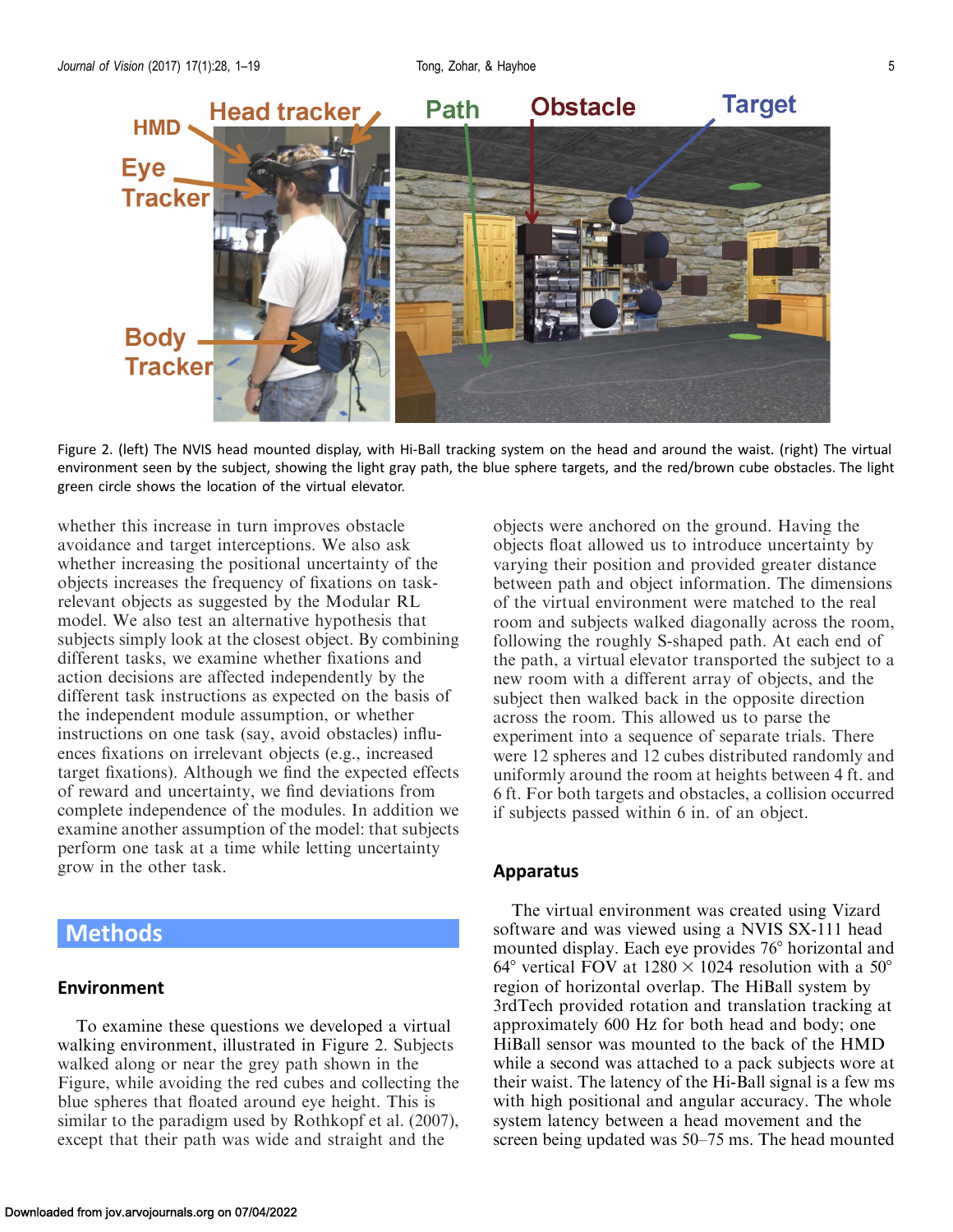Figure 2. (left) The NVIS head mounted display, with Hi-Ball tracking system on the head and around the waist. (right) The virtual environment seen by the subject, showing the light gray path, the blue sphere targets, and the red/brown cube obstacles. The light green circle shows the location of the virtual elevator.

whether this increase in turn improves obstacle avoidance and target interceptions. We also ask whether increasing the positional uncertainty of the objects increases the frequency of fixations on task-relevant objects as suggested by the Modular RL model. We also test an alternative hypothesis that subjects simply look at the closest object. By combining different tasks, we examine whether fixations and action decisions are affected independently by the different task instructions as expected on the basis of the independent module assumption, or whether instructions on one task (say, avoid obstacles) influences fixations on irrelevant objects (e.g., increased target fixations). Although we find the expected effects of reward and uncertainty, we find deviations from complete independence of the modules. In addition we examine another assumption of the model: that subjects perform one task at a time while letting uncertainty grow in the other task.

# Methods

## Environment

To examine these questions we developed a virtual walking environment, illustrated in Figure 2. Subjects walked along or near the grey path shown in the Figure, while avoiding the red cubes and collecting the blue spheres that floated around eye height. This is similar to the paradigm used by Rothkopf et al. (2007), except that their path was wide and straight and the objects were anchored on the ground. Having the objects float allowed us to introduce uncertainty by varying their position and provided greater distance between path and object information. The dimensions of the virtual environment were matched to the real room and subjects walked diagonally across the room, following the roughly S-shaped path. At each end of the path, a virtual elevator transported the subject to a new room with a different array of objects, and the subject then walked back in the opposite direction across the room. This allowed us to parse the experiment into a sequence of separate trials. There were 12 spheres and 12 cubes distributed randomly and uniformly around the room at heights between 4 ft. and 6 ft. For both targets and obstacles, a collision occurred if subjects passed within 6 in. of an object.

## Apparatus

The virtual environment was created using Vizard software and was viewed using a NVIS SX-111 head mounted display. Each eye provides 76° horizontal and 64° vertical FOV at 1280 × 1024 resolution with a 50° region of horizontal overlap. The HiBall system by 3rdTech provided rotation and translation tracking at approximately 600 Hz for both head and body; one HiBall sensor was mounted to the back of the HMD while a second was attached to a pack subjects wore at their waist. The latency of the Hi-Ball signal is a few ms with high positional and angular accuracy. The whole system latency between a head movement and the screen being updated was 50–75 ms. The head mounted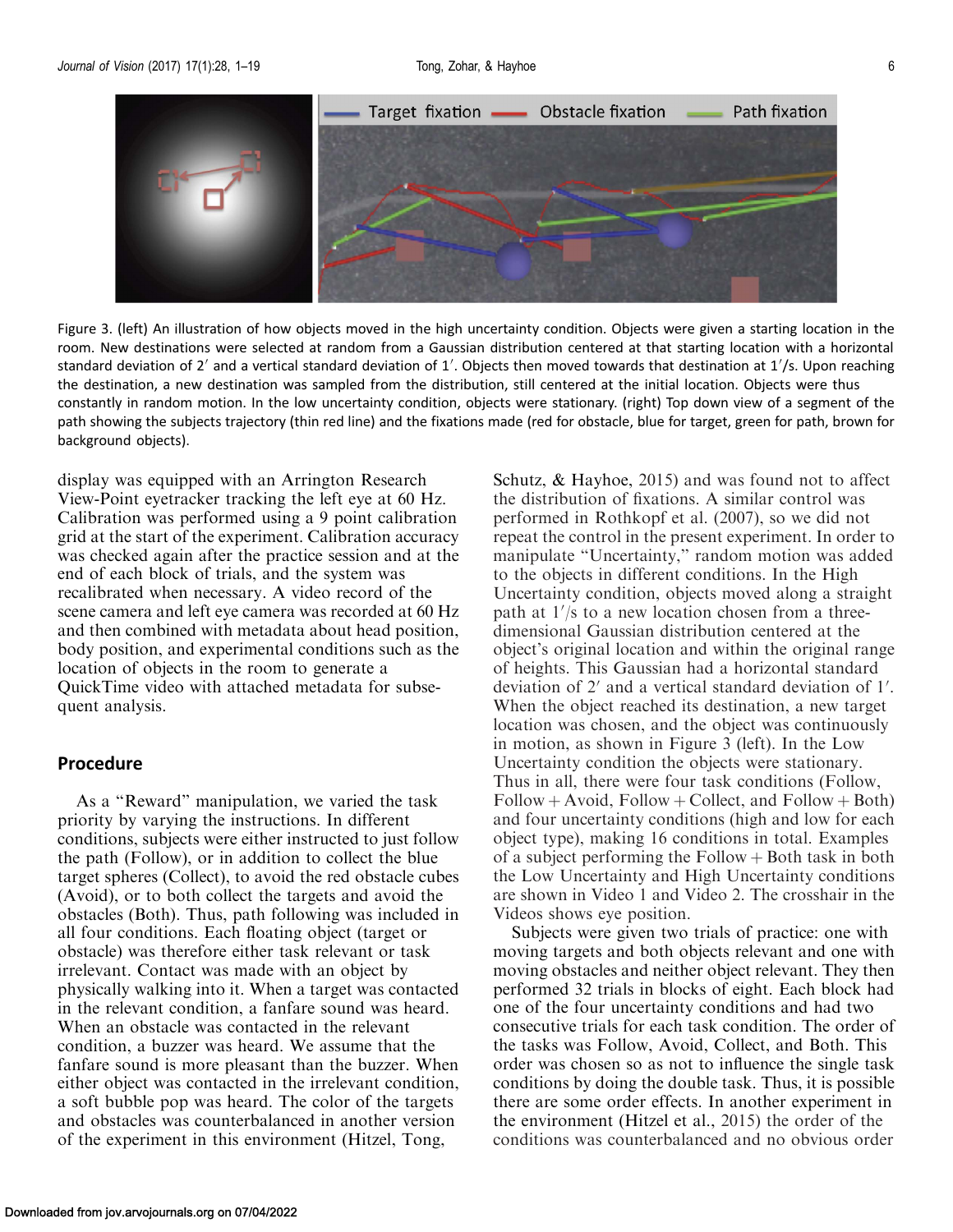Figure 3. (left) An illustration of how objects moved in the high uncertainty condition. Objects were given a starting location in the room. New destinations were selected at random from a Gaussian distribution centered at that starting location with a horizontal standard deviation of 2′ and a vertical standard deviation of 1′. Objects then moved towards that destination at 1′/s. Upon reaching the destination, a new destination was sampled from the distribution, still centered at the initial location. Objects were thus constantly in random motion. In the low uncertainty condition, objects were stationary. (right) Top down view of a segment of the path showing the subjects trajectory (thin red line) and the fixations made (red for obstacle, blue for target, green for path, brown for background objects).

display was equipped with an Arrington Research View-Point eyetracker tracking the left eye at 60 Hz. Calibration was performed using a 9 point calibration grid at the start of the experiment. Calibration accuracy was checked again after the practice session and at the end of each block of trials, and the system was recalibrated when necessary. A video record of the scene camera and left eye camera was recorded at 60 Hz and then combined with metadata about head position, body position, and experimental conditions such as the location of objects in the room to generate a QuickTime video with attached metadata for subsequent analysis.

## Procedure

As a "Reward" manipulation, we varied the task priority by varying the instructions. In different conditions, subjects were either instructed to just follow the path (Follow), or in addition to collect the blue target spheres (Collect), to avoid the red obstacle cubes (Avoid), or to both collect the targets and avoid the obstacles (Both). Thus, path following was included in all four conditions. Each floating object (target or obstacle) was therefore either task relevant or task irrelevant. Contact was made with an object by physically walking into it. When a target was contacted in the relevant condition, a fanfare sound was heard. When an obstacle was contacted in the relevant condition, a buzzer was heard. We assume that the fanfare sound is more pleasant than the buzzer. When either object was contacted in the irrelevant condition, a soft bubble pop was heard. The color of the targets and obstacles was counterbalanced in another version of the experiment in this environment (Hitzel, Tong, Schutz, & Hayhoe, 2015) and was found not to affect the distribution of fixations. A similar control was performed in Rothkopf et al. (2007), so we did not repeat the control in the present experiment. In order to manipulate "Uncertainty," random motion was added to the objects in different conditions. In the High Uncertainty condition, objects moved along a straight path at 1′/s to a new location chosen from a three-dimensional Gaussian distribution centered at the object's original location and within the original range of heights. This Gaussian had a horizontal standard deviation of 2′ and a vertical standard deviation of 1′. When the object reached its destination, a new target location was chosen, and the object was continuously in motion, as shown in Figure 3 (left). In the Low Uncertainty condition the objects were stationary. Thus in all, there were four task conditions (Follow, Follow + Avoid, Follow + Collect, and Follow + Both) and four uncertainty conditions (high and low for each object type), making 16 conditions in total. Examples of a subject performing the Follow + Both task in both the Low Uncertainty and High Uncertainty conditions are shown in Video 1 and Video 2. The crosshair in the Videos shows eye position.

Subjects were given two trials of practice: one with moving targets and both objects relevant and one with moving obstacles and neither object relevant. They then performed 32 trials in blocks of eight. Each block had one of the four uncertainty conditions and had two consecutive trials for each task condition. The order of the tasks was Follow, Avoid, Collect, and Both. This order was chosen so as not to influence the single task conditions by doing the double task. Thus, it is possible there are some order effects. In another experiment in the environment (Hitzel et al., 2015) the order of the conditions was counterbalanced and no obvious order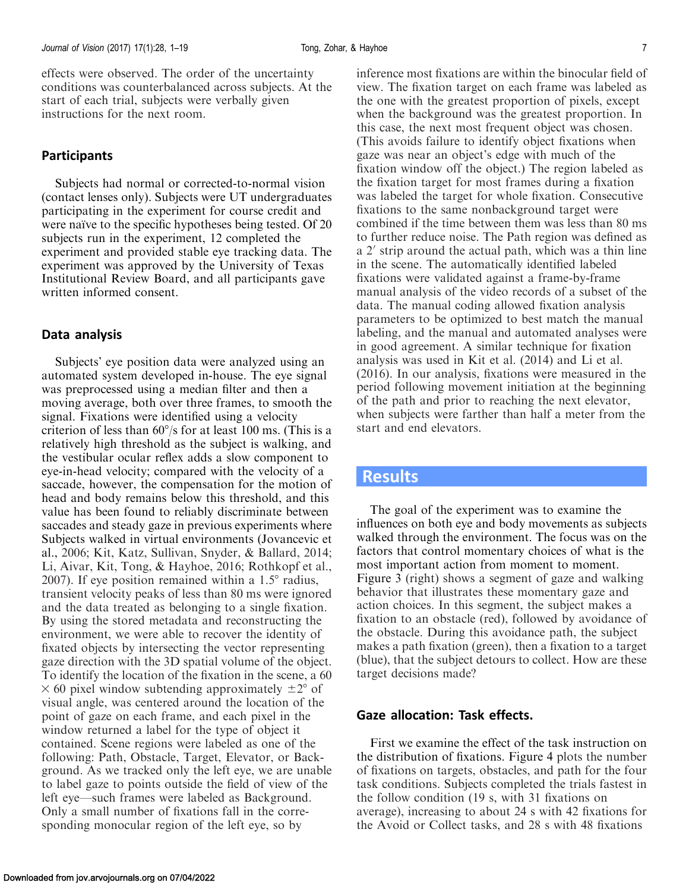effects were observed. The order of the uncertainty conditions was counterbalanced across subjects. At the start of each trial, subjects were verbally given instructions for the next room.

### Participants

Subjects had normal or corrected-to-normal vision (contact lenses only). Subjects were UT undergraduates participating in the experiment for course credit and were naïve to the specific hypotheses being tested. Of 20 subjects run in the experiment, 12 completed the experiment and provided stable eye tracking data. The experiment was approved by the University of Texas Institutional Review Board, and all participants gave written informed consent.

### Data analysis

Subjects' eye position data were analyzed using an automated system developed in-house. The eye signal was preprocessed using a median filter and then a moving average, both over three frames, to smooth the signal. Fixations were identified using a velocity criterion of less than 60°/s for at least 100 ms. (This is a relatively high threshold as the subject is walking, and the vestibular ocular reflex adds a slow component to eye-in-head velocity; compared with the velocity of a saccade, however, the compensation for the motion of head and body remains below this threshold, and this value has been found to reliably discriminate between saccades and steady gaze in previous experiments where Subjects walked in virtual environments (Jovancevic et al., 2006; Kit, Katz, Sullivan, Snyder, & Ballard, 2014; Li, Aivar, Kit, Tong, & Hayhoe, 2016; Rothkopf et al., 2007). If eye position remained within a 1.5° radius, transient velocity peaks of less than 80 ms were ignored and the data treated as belonging to a single fixation. By using the stored metadata and reconstructing the environment, we were able to recover the identity of fixated objects by intersecting the vector representing gaze direction with the 3D spatial volume of the object. To identify the location of the fixation in the scene, a 60 $\times$ 60 pixel window subtending approximately $\pm 2°$ of visual angle, was centered around the location of the point of gaze on each frame, and each pixel in the window returned a label for the type of object it contained. Scene regions were labeled as one of the following: Path, Obstacle, Target, Elevator, or Background. As we tracked only the left eye, we are unable to label gaze to points outside the field of view of the left eye—such frames were labeled as Background. Only a small number of fixations fall in the corresponding monocular region of the left eye, so by inference most fixations are within the binocular field of view. The fixation target on each frame was labeled as the one with the greatest proportion of pixels, except when the background was the greatest proportion. In this case, the next most frequent object was chosen. (This avoids failure to identify object fixations when gaze was near an object's edge with much of the fixation window off the object.) The region labeled as the fixation target for most frames during a fixation was labeled the target for whole fixation. Consecutive fixations to the same nonbackground target were combined if the time between them was less than 80 ms to further reduce noise. The Path region was defined as a 2′ strip around the actual path, which was a thin line in the scene. The automatically identified labeled fixations were validated against a frame-by-frame manual analysis of the video records of a subset of the data. The manual coding allowed fixation analysis parameters to be optimized to best match the manual labeling, and the manual and automated analyses were in good agreement. A similar technique for fixation analysis was used in Kit et al. (2014) and Li et al. (2016). In our analysis, fixations were measured in the period following movement initiation at the beginning of the path and prior to reaching the next elevator, when subjects were farther than half a meter from the start and end elevators.

## Results

The goal of the experiment was to examine the influences on both eye and body movements as subjects walked through the environment. The focus was on the factors that control momentary choices of what is the most important action from moment to moment. Figure 3 (right) shows a segment of gaze and walking behavior that illustrates these momentary gaze and action choices. In this segment, the subject makes a fixation to an obstacle (red), followed by avoidance of the obstacle. During this avoidance path, the subject makes a path fixation (green), then a fixation to a target (blue), that the subject detours to collect. How are these target decisions made?

### Gaze allocation: Task effects.

First we examine the effect of the task instruction on the distribution of fixations. Figure 4 plots the number of fixations on targets, obstacles, and path for the four task conditions. Subjects completed the trials fastest in the follow condition (19 s, with 31 fixations on average), increasing to about 24 s with 42 fixations for the Avoid or Collect tasks, and 28 s with 48 fixations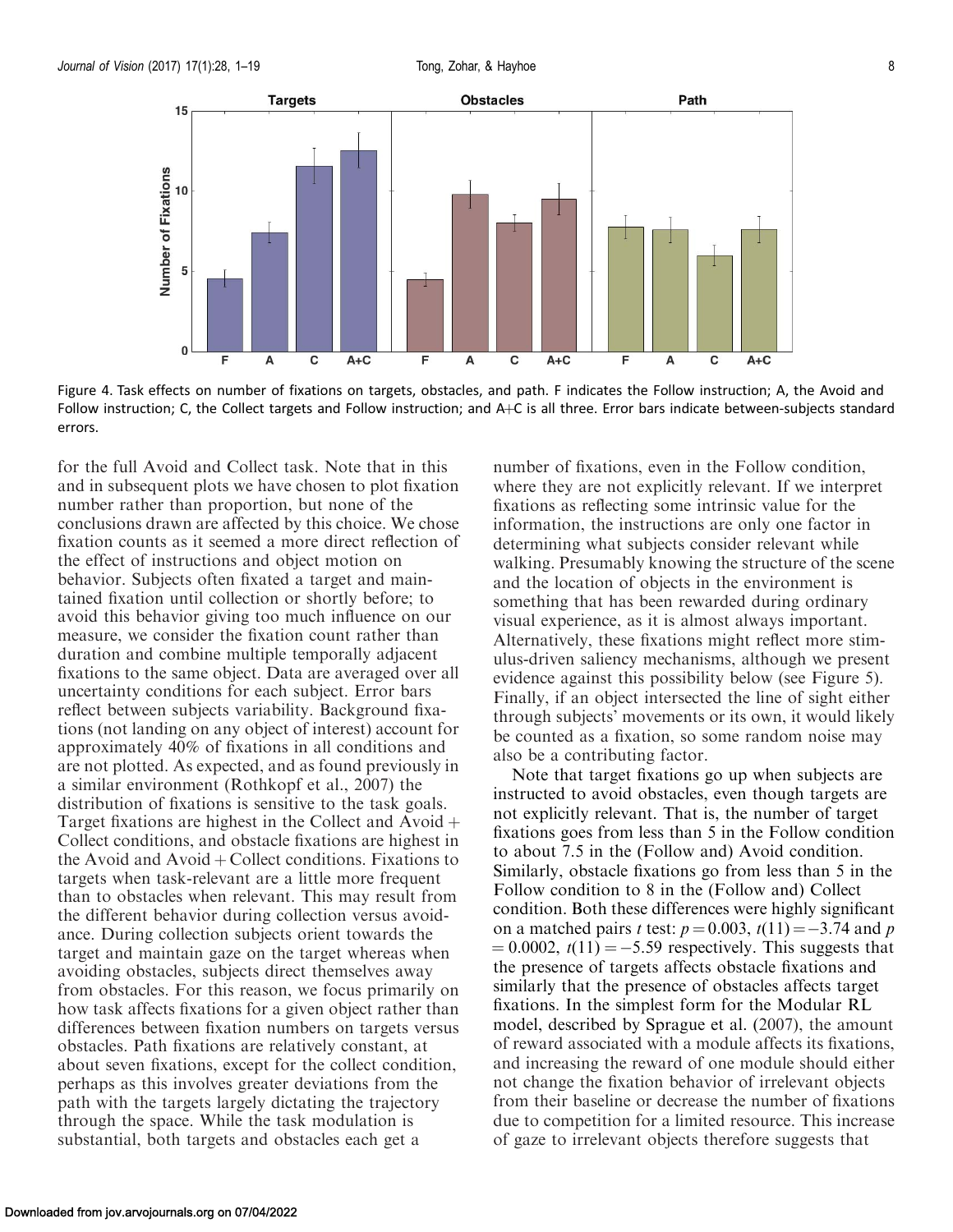Figure 4. Task effects on number of fixations on targets, obstacles, and path. F indicates the Follow instruction; A, the Avoid and Follow instruction; C, the Collect targets and Follow instruction; and A+C is all three. Error bars indicate between-subjects standard errors.

for the full Avoid and Collect task. Note that in this and in subsequent plots we have chosen to plot fixation number rather than proportion, but none of the conclusions drawn are affected by this choice. We chose fixation counts as it seemed a more direct reflection of the effect of instructions and object motion on behavior. Subjects often fixated a target and maintained fixation until collection or shortly before; to avoid this behavior giving too much influence on our measure, we consider the fixation count rather than duration and combine multiple temporally adjacent fixations to the same object. Data are averaged over all uncertainty conditions for each subject. Error bars reflect between subjects variability. Background fixations (not landing on any object of interest) account for approximately 40% of fixations in all conditions and are not plotted. As expected, and as found previously in a similar environment (Rothkopf et al., 2007) the distribution of fixations is sensitive to the task goals. Target fixations are highest in the Collect and Avoid + Collect conditions, and obstacle fixations are highest in the Avoid and Avoid + Collect conditions. Fixations to targets when task-relevant are a little more frequent than to obstacles when relevant. This may result from the different behavior during collection versus avoidance. During collection subjects orient towards the target and maintain gaze on the target whereas when avoiding obstacles, subjects direct themselves away from obstacles. For this reason, we focus primarily on how task affects fixations for a given object rather than differences between fixation numbers on targets versus obstacles. Path fixations are relatively constant, at about seven fixations, except for the collect condition, perhaps as this involves greater deviations from the path with the targets largely dictating the trajectory through the space. While the task modulation is substantial, both targets and obstacles each get a number of fixations, even in the Follow condition, where they are not explicitly relevant. If we interpret fixations as reflecting some intrinsic value for the information, the instructions are only one factor in determining what subjects consider relevant while walking. Presumably knowing the structure of the scene and the location of objects in the environment is something that has been rewarded during ordinary visual experience, as it is almost always important. Alternatively, these fixations might reflect more stimulus-driven saliency mechanisms, although we present evidence against this possibility below (see Figure 5). Finally, if an object intersected the line of sight either through subjects' movements or its own, it would likely be counted as a fixation, so some random noise may also be a contributing factor.

Note that target fixations go up when subjects are instructed to avoid obstacles, even though targets are not explicitly relevant. That is, the number of target fixations goes from less than 5 in the Follow condition to about 7.5 in the (Follow and) Avoid condition. Similarly, obstacle fixations go from less than 5 in the Follow condition to 8 in the (Follow and) Collect condition. Both these differences were highly significant on a matched pairs $t$ test: $p = 0.003$, $t(11) = -3.74$ and $p = 0.0002$, $t(11) = -5.59$ respectively. This suggests that the presence of targets affects obstacle fixations and similarly that the presence of obstacles affects target fixations. In the simplest form for the Modular RL model, described by Sprague et al. (2007), the amount of reward associated with a module affects its fixations, and increasing the reward of one module should either not change the fixation behavior of irrelevant objects from their baseline or decrease the number of fixations due to competition for a limited resource. This increase of gaze to irrelevant objects therefore suggests that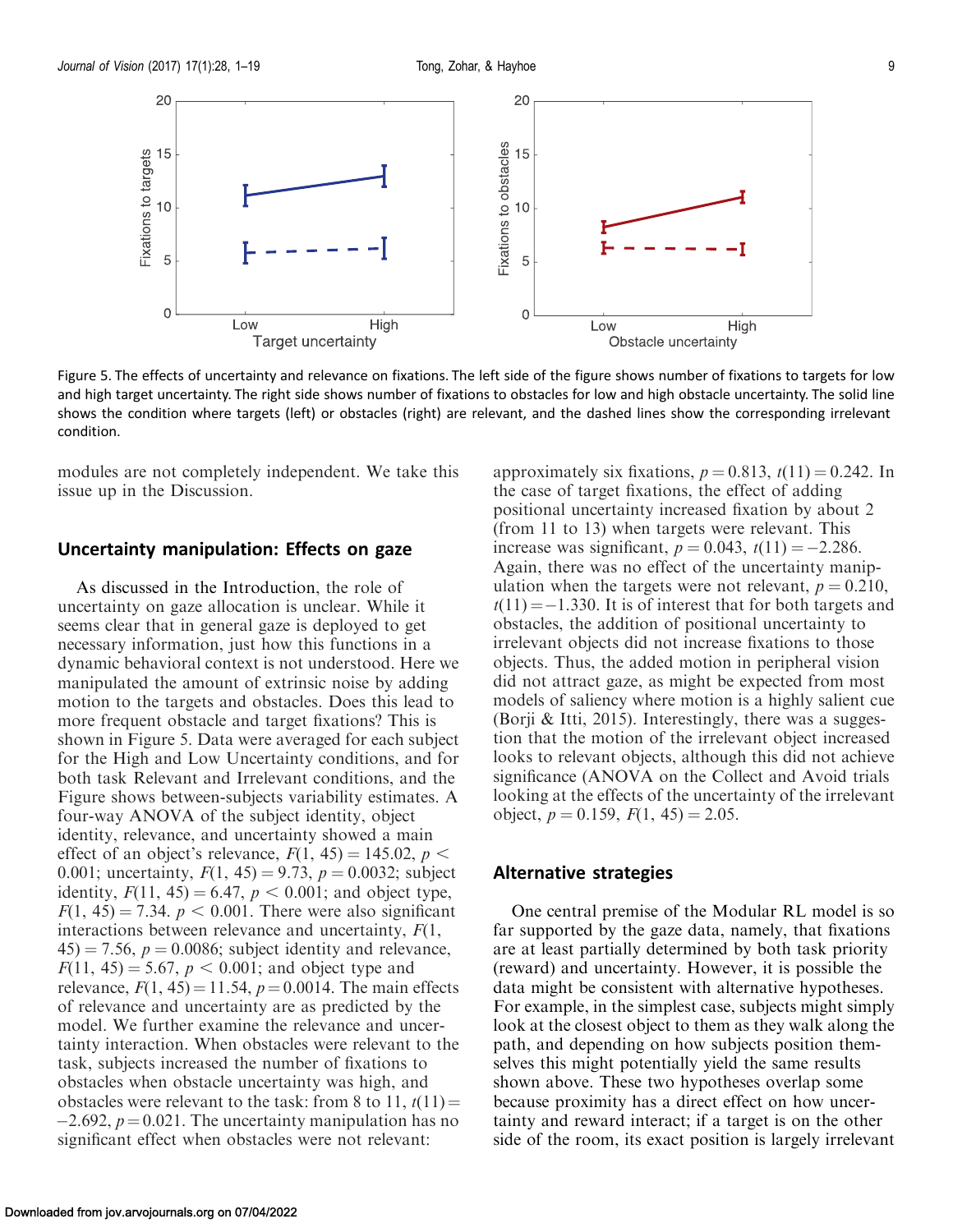Figure 5. The effects of uncertainty and relevance on fixations. The left side of the figure shows number of fixations to targets for low and high target uncertainty. The right side shows number of fixations to obstacles for low and high obstacle uncertainty. The solid line shows the condition where targets (left) or obstacles (right) are relevant, and the dashed lines show the corresponding irrelevant condition.

modules are not completely independent. We take this issue up in the Discussion.

## Uncertainty manipulation: Effects on gaze

As discussed in the Introduction, the role of uncertainty on gaze allocation is unclear. While it seems clear that in general gaze is deployed to get necessary information, just how this functions in a dynamic behavioral context is not understood. Here we manipulated the amount of extrinsic noise by adding motion to the targets and obstacles. Does this lead to more frequent obstacle and target fixations? This is shown in Figure 5. Data were averaged for each subject for the High and Low Uncertainty conditions, and for both task Relevant and Irrelevant conditions, and the Figure shows between-subjects variability estimates. A four-way ANOVA of the subject identity, object identity, relevance, and uncertainty showed a main effect of an object's relevance, $F(1, 45) = 145.02$, $p < 0.001$; uncertainty, $F(1, 45) = 9.73$, $p = 0.0032$; subject identity, $F(11, 45) = 6.47$, $p < 0.001$; and object type, $F(1, 45) = 7.34$. $p < 0.001$. There were also significant interactions between relevance and uncertainty, $F(1, 45) = 7.56$, $p = 0.0086$; subject identity and relevance, $F(11, 45) = 5.67$, $p < 0.001$; and object type and relevance, $F(1, 45) = 11.54$, $p = 0.0014$. The main effects of relevance and uncertainty are as predicted by the model. We further examine the relevance and uncertainty interaction. When obstacles were relevant to the task, subjects increased the number of fixations to obstacles when obstacle uncertainty was high, and obstacles were relevant to the task: from 8 to 11, $t(11) = -2.692$, $p = 0.021$. The uncertainty manipulation has no significant effect when obstacles were not relevant: approximately six fixations, $p = 0.813$, $t(11) = 0.242$. In the case of target fixations, the effect of adding positional uncertainty increased fixation by about 2 (from 11 to 13) when targets were relevant. This increase was significant, $p = 0.043$, $t(11) = -2.286$. Again, there was no effect of the uncertainty manipulation when the targets were not relevant, $p = 0.210$, $t(11) = -1.330$. It is of interest that for both targets and obstacles, the addition of positional uncertainty to irrelevant objects did not increase fixations to those objects. Thus, the added motion in peripheral vision did not attract gaze, as might be expected from most models of saliency where motion is a highly salient cue (Borji & Itti, 2015). Interestingly, there was a suggestion that the motion of the irrelevant object increased looks to relevant objects, although this did not achieve significance (ANOVA on the Collect and Avoid trials looking at the effects of the uncertainty of the irrelevant object, $p = 0.159$, $F(1, 45) = 2.05$.

## Alternative strategies

One central premise of the Modular RL model is so far supported by the gaze data, namely, that fixations are at least partially determined by both task priority (reward) and uncertainty. However, it is possible the data might be consistent with alternative hypotheses. For example, in the simplest case, subjects might simply look at the closest object to them as they walk along the path, and depending on how subjects position themselves this might potentially yield the same results shown above. These two hypotheses overlap some because proximity has a direct effect on how uncertainty and reward interact; if a target is on the other side of the room, its exact position is largely irrelevant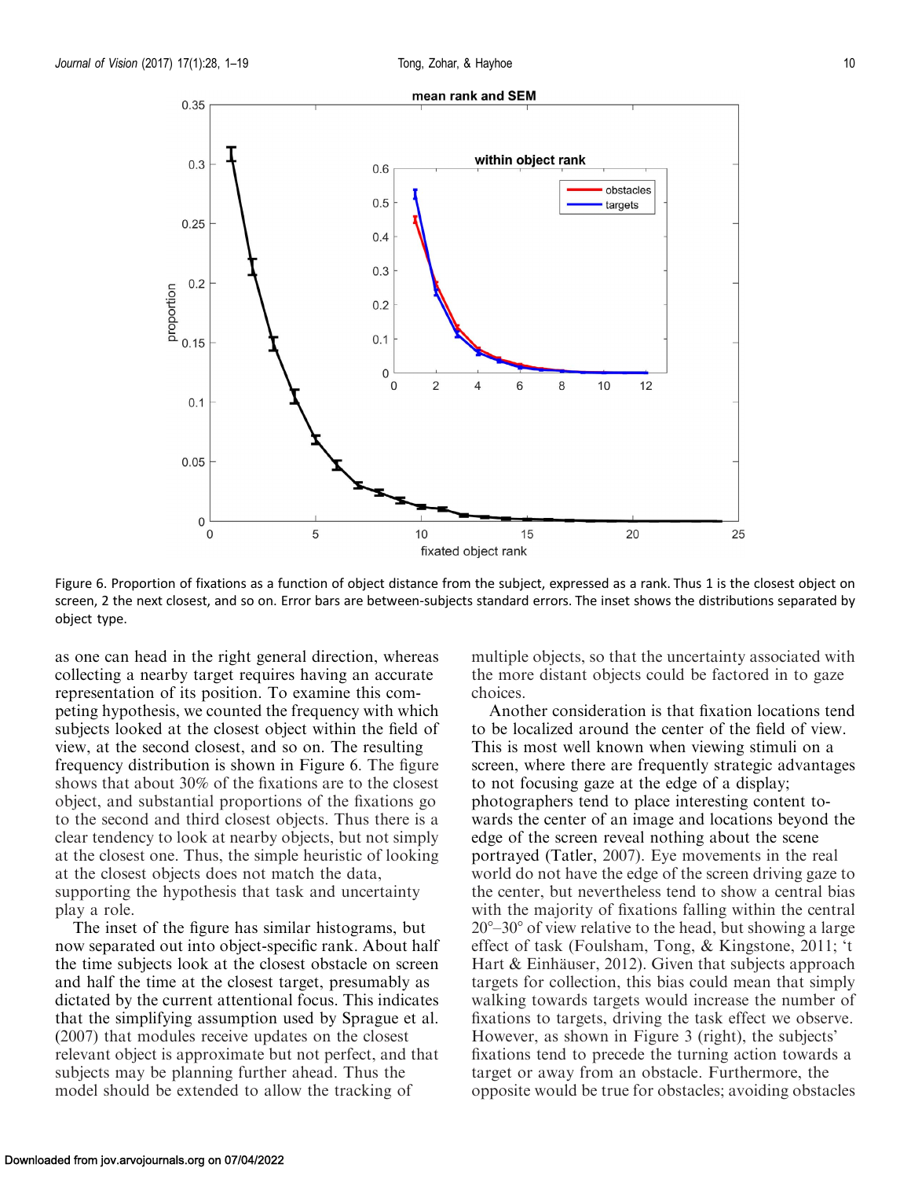mean rank and SEM

0.35
0.3
0.25
0.2
0.15
0.1
0.05
0

proportion

0 5 10 15 20 25

fixated object rank

within object rank

0.6
0.5
0.4
0.3
0.2
0.1
0

0 2 4 6 8 10 12

obstacles
targets

Figure 6. Proportion of fixations as a function of object distance from the subject, expressed as a rank. Thus 1 is the closest object on screen, 2 the next closest, and so on. Error bars are between-subjects standard errors. The inset shows the distributions separated by object type.

as one can head in the right general direction, whereas collecting a nearby target requires having an accurate representation of its position. To examine this competing hypothesis, we counted the frequency with which subjects looked at the closest object within the field of view, at the second closest, and so on. The resulting frequency distribution is shown in Figure 6. The figure shows that about 30% of the fixations are to the closest object, and substantial proportions of the fixations go to the second and third closest objects. Thus there is a clear tendency to look at nearby objects, but not simply at the closest one. Thus, the simple heuristic of looking at the closest objects does not match the data, supporting the hypothesis that task and uncertainty play a role.

The inset of the figure has similar histograms, but now separated out into object-specific rank. About half the time subjects look at the closest obstacle on screen and half the time at the closest target, presumably as dictated by the current attentional focus. This indicates that the simplifying assumption used by Sprague et al. (2007) that modules receive updates on the closest relevant object is approximate but not perfect, and that subjects may be planning further ahead. Thus the model should be extended to allow the tracking of multiple objects, so that the uncertainty associated with the more distant objects could be factored in to gaze choices.

Another consideration is that fixation locations tend to be localized around the center of the field of view. This is most well known when viewing stimuli on a screen, where there are frequently strategic advantages to not focusing gaze at the edge of a display; photographers tend to place interesting content towards the center of an image and locations beyond the edge of the screen reveal nothing about the scene portrayed (Tatler, 2007). Eye movements in the real world do not have the edge of the screen driving gaze to the center, but nevertheless tend to show a central bias with the majority of fixations falling within the central 20°–30° of view relative to the head, but showing a large effect of task (Foulsham, Tong, & Kingstone, 2011; 't Hart & Einhäuser, 2012). Given that subjects approach targets for collection, this bias could mean that simply walking towards targets would increase the number of fixations to targets, driving the task effect we observe. However, as shown in Figure 3 (right), the subjects' fixations tend to precede the turning action towards a target or away from an obstacle. Furthermore, the opposite would be true for obstacles; avoiding obstacles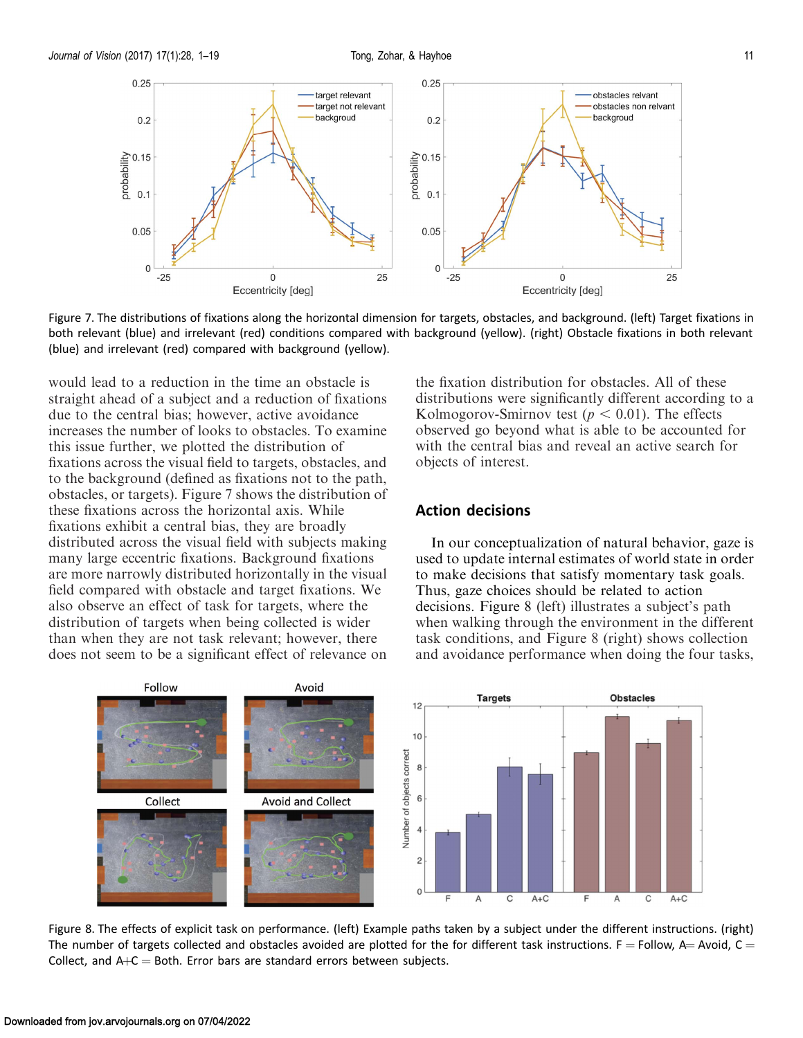Figure 7. The distributions of fixations along the horizontal dimension for targets, obstacles, and background. (left) Target fixations in both relevant (blue) and irrelevant (red) conditions compared with background (yellow). (right) Obstacle fixations in both relevant (blue) and irrelevant (red) compared with background (yellow).

would lead to a reduction in the time an obstacle is straight ahead of a subject and a reduction of fixations due to the central bias; however, active avoidance increases the number of looks to obstacles. To examine this issue further, we plotted the distribution of fixations across the visual field to targets, obstacles, and to the background (defined as fixations not to the path, obstacles, or targets). Figure 7 shows the distribution of these fixations across the horizontal axis. While fixations exhibit a central bias, they are broadly distributed across the visual field with subjects making many large eccentric fixations. Background fixations are more narrowly distributed horizontally in the visual field compared with obstacle and target fixations. We also observe an effect of task for targets, where the distribution of targets when being collected is wider than when they are not task relevant; however, there does not seem to be a significant effect of relevance on the fixation distribution for obstacles. All of these distributions were significantly different according to a Kolmogorov-Smirnov test ($p < 0.01$). The effects observed go beyond what is able to be accounted for with the central bias and reveal an active search for objects of interest.

## Action decisions

In our conceptualization of natural behavior, gaze is used to update internal estimates of world state in order to make decisions that satisfy momentary task goals. Thus, gaze choices should be related to action decisions. Figure 8 (left) illustrates a subject's path when walking through the environment in the different task conditions, and Figure 8 (right) shows collection and avoidance performance when doing the four tasks,

Figure 8. The effects of explicit task on performance. (left) Example paths taken by a subject under the different instructions. (right) The number of targets collected and obstacles avoided are plotted for the for different task instructions. F = Follow, A= Avoid, C = Collect, and A+C = Both. Error bars are standard errors between subjects.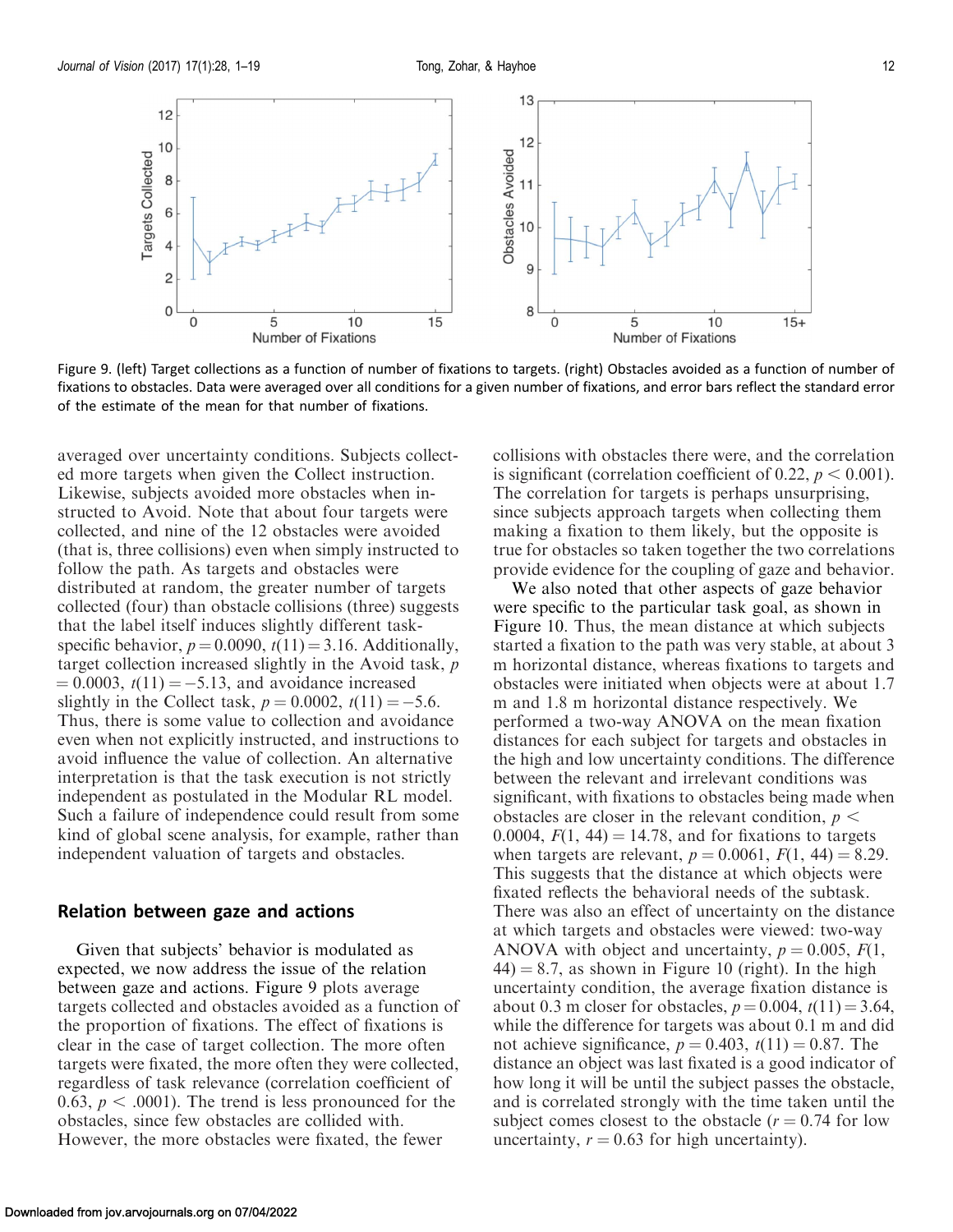Figure 9. (left) Target collections as a function of number of fixations to targets. (right) Obstacles avoided as a function of number of fixations to obstacles. Data were averaged over all conditions for a given number of fixations, and error bars reflect the standard error of the estimate of the mean for that number of fixations.

averaged over uncertainty conditions. Subjects collected more targets when given the Collect instruction. Likewise, subjects avoided more obstacles when instructed to Avoid. Note that about four targets were collected, and nine of the 12 obstacles were avoided (that is, three collisions) even when simply instructed to follow the path. As targets and obstacles were distributed at random, the greater number of targets collected (four) than obstacle collisions (three) suggests that the label itself induces slightly different task-specific behavior, $p = 0.0090$, $t(11) = 3.16$. Additionally, target collection increased slightly in the Avoid task, $p = 0.0003$, $t(11) = -5.13$, and avoidance increased slightly in the Collect task, $p = 0.0002$, $t(11) = -5.6$. Thus, there is some value to collection and avoidance even when not explicitly instructed, and instructions to avoid influence the value of collection. An alternative interpretation is that the task execution is not strictly independent as postulated in the Modular RL model. Such a failure of independence could result from some kind of global scene analysis, for example, rather than independent valuation of targets and obstacles.

## Relation between gaze and actions

Given that subjects' behavior is modulated as expected, we now address the issue of the relation between gaze and actions. Figure 9 plots average targets collected and obstacles avoided as a function of the proportion of fixations. The effect of fixations is clear in the case of target collection. The more often targets were fixated, the more often they were collected, regardless of task relevance (correlation coefficient of 0.63, $p < .0001$). The trend is less pronounced for the obstacles, since few obstacles are collided with. However, the more obstacles were fixated, the fewer collisions with obstacles there were, and the correlation is significant (correlation coefficient of 0.22, $p < 0.001$). The correlation for targets is perhaps unsurprising, since subjects approach targets when collecting them making a fixation to them likely, but the opposite is true for obstacles so taken together the two correlations provide evidence for the coupling of gaze and behavior.

We also noted that other aspects of gaze behavior were specific to the particular task goal, as shown in Figure 10. Thus, the mean distance at which subjects started a fixation to the path was very stable, at about 3 m horizontal distance, whereas fixations to targets and obstacles were initiated when objects were at about 1.7 m and 1.8 m horizontal distance respectively. We performed a two-way ANOVA on the mean fixation distances for each subject for targets and obstacles in the high and low uncertainty conditions. The difference between the relevant and irrelevant conditions was significant, with fixations to obstacles being made when obstacles are closer in the relevant condition, $p < 0.0004$, $F(1, 44) = 14.78$, and for fixations to targets when targets are relevant, $p = 0.0061$, $F(1, 44) = 8.29$. This suggests that the distance at which objects were fixated reflects the behavioral needs of the subtask. There was also an effect of uncertainty on the distance at which targets and obstacles were viewed: two-way ANOVA with object and uncertainty, $p = 0.005$, $F(1, 44) = 8.7$, as shown in Figure 10 (right). In the high uncertainty condition, the average fixation distance is about 0.3 m closer for obstacles, $p = 0.004$, $t(11) = 3.64$, while the difference for targets was about 0.1 m and did not achieve significance, $p = 0.403$, $t(11) = 0.87$. The distance an object was last fixated is a good indicator of how long it will be until the subject passes the obstacle, and is correlated strongly with the time taken until the subject comes closest to the obstacle ($r = 0.74$ for low uncertainty, $r = 0.63$ for high uncertainty).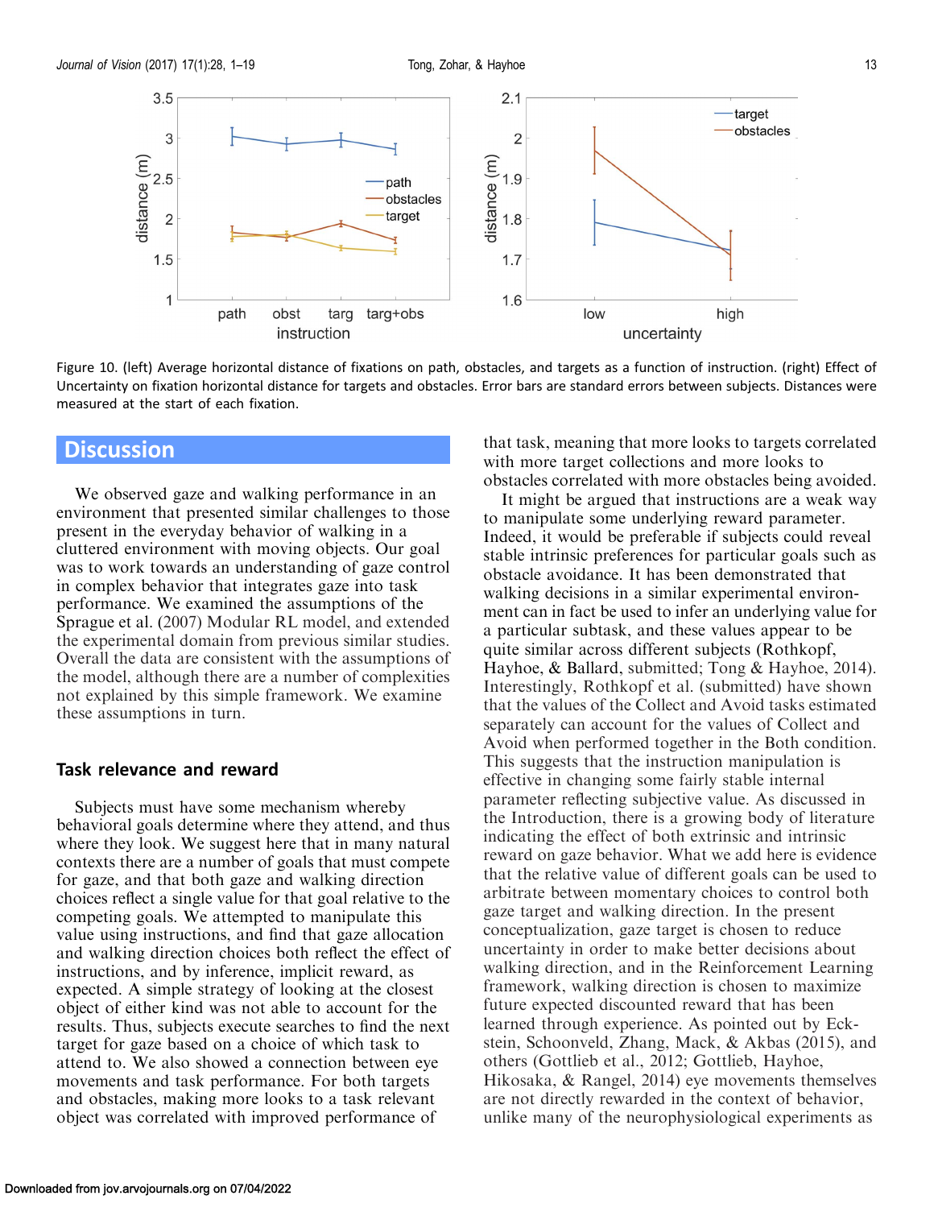Figure 10. (left) Average horizontal distance of fixations on path, obstacles, and targets as a function of instruction. (right) Effect of Uncertainty on fixation horizontal distance for targets and obstacles. Error bars are standard errors between subjects. Distances were measured at the start of each fixation.

## Discussion

We observed gaze and walking performance in an environment that presented similar challenges to those present in the everyday behavior of walking in a cluttered environment with moving objects. Our goal was to work towards an understanding of gaze control in complex behavior that integrates gaze into task performance. We examined the assumptions of the Sprague et al. (2007) Modular RL model, and extended the experimental domain from previous similar studies. Overall the data are consistent with the assumptions of the model, although there are a number of complexities not explained by this simple framework. We examine these assumptions in turn.

### Task relevance and reward

Subjects must have some mechanism whereby behavioral goals determine where they attend, and thus where they look. We suggest here that in many natural contexts there are a number of goals that must compete for gaze, and that both gaze and walking direction choices reflect a single value for that goal relative to the competing goals. We attempted to manipulate this value using instructions, and find that gaze allocation and walking direction choices both reflect the effect of instructions, and by inference, implicit reward, as expected. A simple strategy of looking at the closest object of either kind was not able to account for the results. Thus, subjects execute searches to find the next target for gaze based on a choice of which task to attend to. We also showed a connection between eye movements and task performance. For both targets and obstacles, making more looks to a task relevant object was correlated with improved performance of that task, meaning that more looks to targets correlated with more target collections and more looks to obstacles correlated with more obstacles being avoided.

It might be argued that instructions are a weak way to manipulate some underlying reward parameter. Indeed, it would be preferable if subjects could reveal stable intrinsic preferences for particular goals such as obstacle avoidance. It has been demonstrated that walking decisions in a similar experimental environment can in fact be used to infer an underlying value for a particular subtask, and these values appear to be quite similar across different subjects (Rothkopf, Hayhoe, & Ballard, submitted; Tong & Hayhoe, 2014). Interestingly, Rothkopf et al. (submitted) have shown that the values of the Collect and Avoid tasks estimated separately can account for the values of Collect and Avoid when performed together in the Both condition. This suggests that the instruction manipulation is effective in changing some fairly stable internal parameter reflecting subjective value. As discussed in the Introduction, there is a growing body of literature indicating the effect of both extrinsic and intrinsic reward on gaze behavior. What we add here is evidence that the relative value of different goals can be used to arbitrate between momentary choices to control both gaze target and walking direction. In the present conceptualization, gaze target is chosen to reduce uncertainty in order to make better decisions about walking direction, and in the Reinforcement Learning framework, walking direction is chosen to maximize future expected discounted reward that has been learned through experience. As pointed out by Eckstein, Schoonveld, Zhang, Mack, & Akbas (2015), and others (Gottlieb et al., 2012; Gottlieb, Hayhoe, Hikosaka, & Rangel, 2014) eye movements themselves are not directly rewarded in the context of behavior, unlike many of the neurophysiological experiments as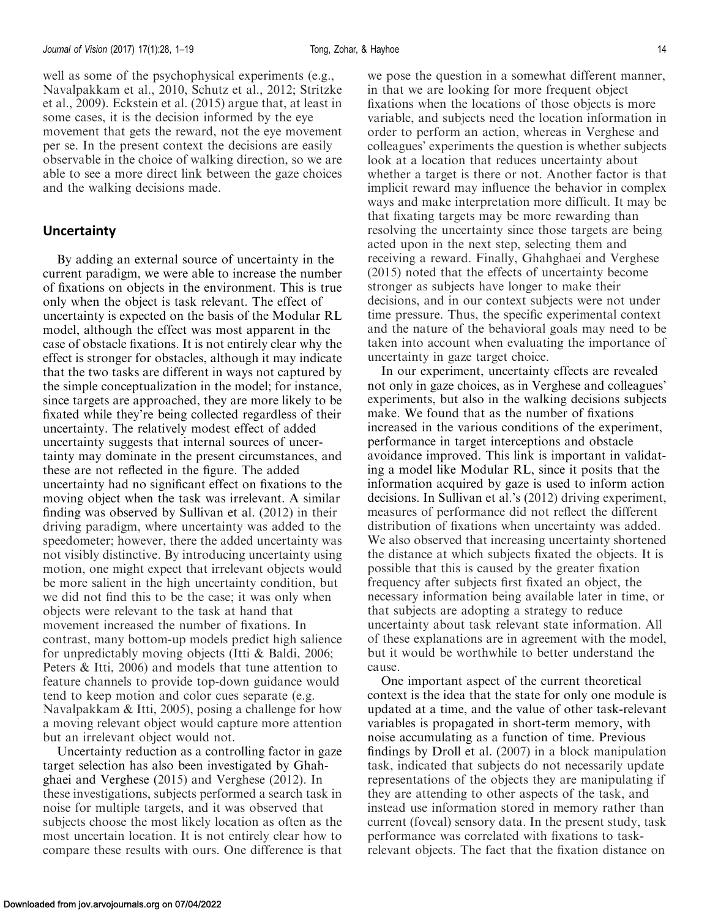well as some of the psychophysical experiments (e.g., Navalpakkam et al., 2010, Schutz et al., 2012; Stritzke et al., 2009). Eckstein et al. (2015) argue that, at least in some cases, it is the decision informed by the eye movement that gets the reward, not the eye movement per se. In the present context the decisions are easily observable in the choice of walking direction, so we are able to see a more direct link between the gaze choices and the walking decisions made.

## Uncertainty

By adding an external source of uncertainty in the current paradigm, we were able to increase the number of fixations on objects in the environment. This is true only when the object is task relevant. The effect of uncertainty is expected on the basis of the Modular RL model, although the effect was most apparent in the case of obstacle fixations. It is not entirely clear why the effect is stronger for obstacles, although it may indicate that the two tasks are different in ways not captured by the simple conceptualization in the model; for instance, since targets are approached, they are more likely to be fixated while they're being collected regardless of their uncertainty. The relatively modest effect of added uncertainty suggests that internal sources of uncertainty may dominate in the present circumstances, and these are not reflected in the figure. The added uncertainty had no significant effect on fixations to the moving object when the task was irrelevant. A similar finding was observed by Sullivan et al. (2012) in their driving paradigm, where uncertainty was added to the speedometer; however, there the added uncertainty was not visibly distinctive. By introducing uncertainty using motion, one might expect that irrelevant objects would be more salient in the high uncertainty condition, but we did not find this to be the case; it was only when objects were relevant to the task at hand that movement increased the number of fixations. In contrast, many bottom-up models predict high salience for unpredictably moving objects (Itti & Baldi, 2006; Peters & Itti, 2006) and models that tune attention to feature channels to provide top-down guidance would tend to keep motion and color cues separate (e.g. Navalpakkam & Itti, 2005), posing a challenge for how a moving relevant object would capture more attention but an irrelevant object would not.

Uncertainty reduction as a controlling factor in gaze target selection has also been investigated by Ghahghaei and Verghese (2015) and Verghese (2012). In these investigations, subjects performed a search task in noise for multiple targets, and it was observed that subjects choose the most likely location as often as the most uncertain location. It is not entirely clear how to compare these results with ours. One difference is that we pose the question in a somewhat different manner, in that we are looking for more frequent object fixations when the locations of those objects is more variable, and subjects need the location information in order to perform an action, whereas in Verghese and colleagues' experiments the question is whether subjects look at a location that reduces uncertainty about whether a target is there or not. Another factor is that implicit reward may influence the behavior in complex ways and make interpretation more difficult. It may be that fixating targets may be more rewarding than resolving the uncertainty since those targets are being acted upon in the next step, selecting them and receiving a reward. Finally, Ghahghaei and Verghese (2015) noted that the effects of uncertainty become stronger as subjects have longer to make their decisions, and in our context subjects were not under time pressure. Thus, the specific experimental context and the nature of the behavioral goals may need to be taken into account when evaluating the importance of uncertainty in gaze target choice.

In our experiment, uncertainty effects are revealed not only in gaze choices, as in Verghese and colleagues' experiments, but also in the walking decisions subjects make. We found that as the number of fixations increased in the various conditions of the experiment, performance in target interceptions and obstacle avoidance improved. This link is important in validating a model like Modular RL, since it posits that the information acquired by gaze is used to inform action decisions. In Sullivan et al.'s (2012) driving experiment, measures of performance did not reflect the different distribution of fixations when uncertainty was added. We also observed that increasing uncertainty shortened the distance at which subjects fixated the objects. It is possible that this is caused by the greater fixation frequency after subjects first fixated an object, the necessary information being available later in time, or that subjects are adopting a strategy to reduce uncertainty about task relevant state information. All of these explanations are in agreement with the model, but it would be worthwhile to better understand the cause.

One important aspect of the current theoretical context is the idea that the state for only one module is updated at a time, and the value of other task-relevant variables is propagated in short-term memory, with noise accumulating as a function of time. Previous findings by Droll et al. (2007) in a block manipulation task, indicated that subjects do not necessarily update representations of the objects they are manipulating if they are attending to other aspects of the task, and instead use information stored in memory rather than current (foveal) sensory data. In the present study, task performance was correlated with fixations to task-relevant objects. The fact that the fixation distance on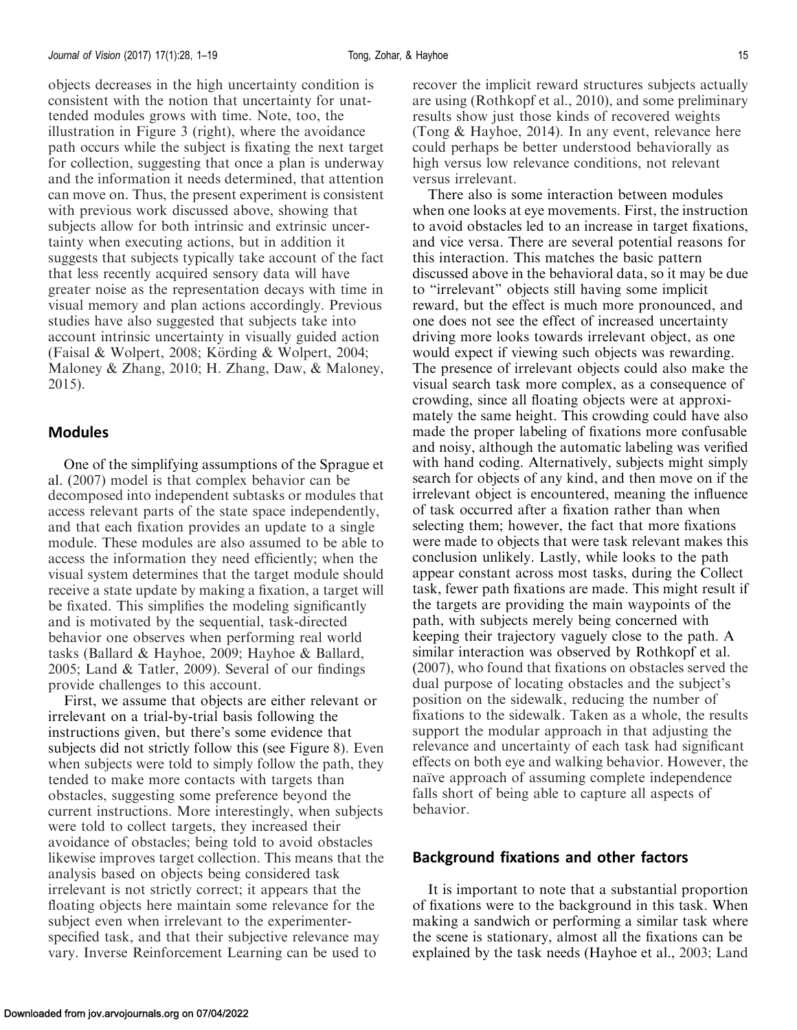objects decreases in the high uncertainty condition is consistent with the notion that uncertainty for unattended modules grows with time. Note, too, the illustration in Figure 3 (right), where the avoidance path occurs while the subject is fixating the next target for collection, suggesting that once a plan is underway and the information it needs determined, that attention can move on. Thus, the present experiment is consistent with previous work discussed above, showing that subjects allow for both intrinsic and extrinsic uncertainty when executing actions, but in addition it suggests that subjects typically take account of the fact that less recently acquired sensory data will have greater noise as the representation decays with time in visual memory and plan actions accordingly. Previous studies have also suggested that subjects take into account intrinsic uncertainty in visually guided action (Faisal & Wolpert, 2008; Körding & Wolpert, 2004; Maloney & Zhang, 2010; H. Zhang, Daw, & Maloney, 2015).

## Modules

One of the simplifying assumptions of the Sprague et al. (2007) model is that complex behavior can be decomposed into independent subtasks or modules that access relevant parts of the state space independently, and that each fixation provides an update to a single module. These modules are also assumed to be able to access the information they need efficiently; when the visual system determines that the target module should receive a state update by making a fixation, a target will be fixated. This simplifies the modeling significantly and is motivated by the sequential, task-directed behavior one observes when performing real world tasks (Ballard & Hayhoe, 2009; Hayhoe & Ballard, 2005; Land & Tatler, 2009). Several of our findings provide challenges to this account.

First, we assume that objects are either relevant or irrelevant on a trial-by-trial basis following the instructions given, but there's some evidence that subjects did not strictly follow this (see Figure 8). Even when subjects were told to simply follow the path, they tended to make more contacts with targets than obstacles, suggesting some preference beyond the current instructions. More interestingly, when subjects were told to collect targets, they increased their avoidance of obstacles; being told to avoid obstacles likewise improves target collection. This means that the analysis based on objects being considered task irrelevant is not strictly correct; it appears that the floating objects here maintain some relevance for the subject even when irrelevant to the experimenter-specified task, and that their subjective relevance may vary. Inverse Reinforcement Learning can be used to recover the implicit reward structures subjects actually are using (Rothkopf et al., 2010), and some preliminary results show just those kinds of recovered weights (Tong & Hayhoe, 2014). In any event, relevance here could perhaps be better understood behaviorally as high versus low relevance conditions, not relevant versus irrelevant.

There also is some interaction between modules when one looks at eye movements. First, the instruction to avoid obstacles led to an increase in target fixations, and vice versa. There are several potential reasons for this interaction. This matches the basic pattern discussed above in the behavioral data, so it may be due to "irrelevant" objects still having some implicit reward, but the effect is much more pronounced, and one does not see the effect of increased uncertainty driving more looks towards irrelevant object, as one would expect if viewing such objects was rewarding. The presence of irrelevant objects could also make the visual search task more complex, as a consequence of crowding, since all floating objects were at approximately the same height. This crowding could have also made the proper labeling of fixations more confusable and noisy, although the automatic labeling was verified with hand coding. Alternatively, subjects might simply search for objects of any kind, and then move on if the irrelevant object is encountered, meaning the influence of task occurred after a fixation rather than when selecting them; however, the fact that more fixations were made to objects that were task relevant makes this conclusion unlikely. Lastly, while looks to the path appear constant across most tasks, during the Collect task, fewer path fixations are made. This might result if the targets are providing the main waypoints of the path, with subjects merely being concerned with keeping their trajectory vaguely close to the path. A similar interaction was observed by Rothkopf et al. (2007), who found that fixations on obstacles served the dual purpose of locating obstacles and the subject's position on the sidewalk, reducing the number of fixations to the sidewalk. Taken as a whole, the results support the modular approach in that adjusting the relevance and uncertainty of each task had significant effects on both eye and walking behavior. However, the naïve approach of assuming complete independence falls short of being able to capture all aspects of behavior.

## Background fixations and other factors

It is important to note that a substantial proportion of fixations were to the background in this task. When making a sandwich or performing a similar task where the scene is stationary, almost all the fixations can be explained by the task needs (Hayhoe et al., 2003; Land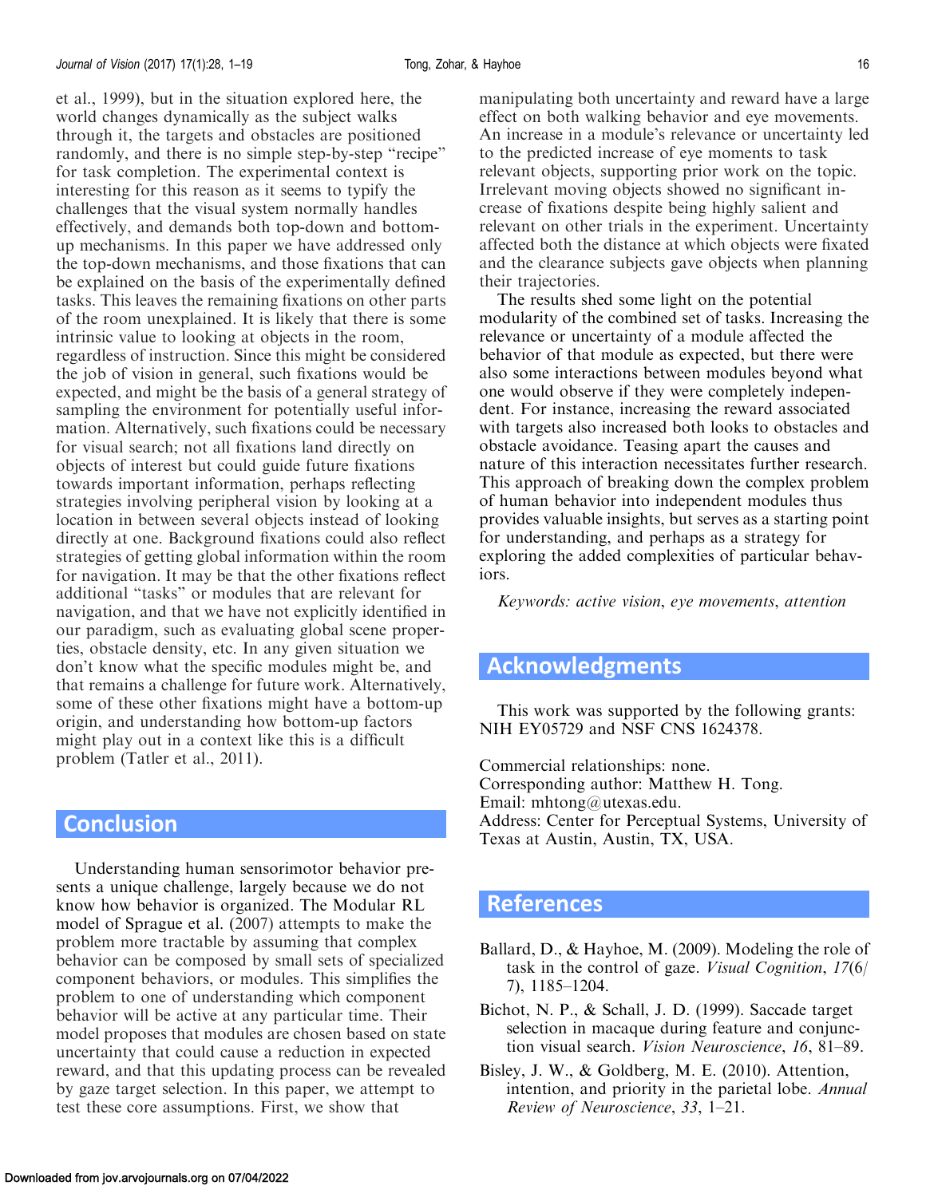et al., 1999), but in the situation explored here, the world changes dynamically as the subject walks through it, the targets and obstacles are positioned randomly, and there is no simple step-by-step "recipe" for task completion. The experimental context is interesting for this reason as it seems to typify the challenges that the visual system normally handles effectively, and demands both top-down and bottom-up mechanisms. In this paper we have addressed only the top-down mechanisms, and those fixations that can be explained on the basis of the experimentally defined tasks. This leaves the remaining fixations on other parts of the room unexplained. It is likely that there is some intrinsic value to looking at objects in the room, regardless of instruction. Since this might be considered the job of vision in general, such fixations would be expected, and might be the basis of a general strategy of sampling the environment for potentially useful information. Alternatively, such fixations could be necessary for visual search; not all fixations land directly on objects of interest but could guide future fixations towards important information, perhaps reflecting strategies involving peripheral vision by looking at a location in between several objects instead of looking directly at one. Background fixations could also reflect strategies of getting global information within the room for navigation. It may be that the other fixations reflect additional "tasks" or modules that are relevant for navigation, and that we have not explicitly identified in our paradigm, such as evaluating global scene properties, obstacle density, etc. In any given situation we don't know what the specific modules might be, and that remains a challenge for future work. Alternatively, some of these other fixations might have a bottom-up origin, and understanding how bottom-up factors might play out in a context like this is a difficult problem (Tatler et al., 2011).

## Conclusion

Understanding human sensorimotor behavior presents a unique challenge, largely because we do not know how behavior is organized. The Modular RL model of Sprague et al. (2007) attempts to make the problem more tractable by assuming that complex behavior can be composed by small sets of specialized component behaviors, or modules. This simplifies the problem to one of understanding which component behavior will be active at any particular time. Their model proposes that modules are chosen based on state uncertainty that could cause a reduction in expected reward, and that this updating process can be revealed by gaze target selection. In this paper, we attempt to test these core assumptions. First, we show that manipulating both uncertainty and reward have a large effect on both walking behavior and eye movements. An increase in a module's relevance or uncertainty led to the predicted increase of eye moments to task relevant objects, supporting prior work on the topic. Irrelevant moving objects showed no significant increase of fixations despite being highly salient and relevant on other trials in the experiment. Uncertainty affected both the distance at which objects were fixated and the clearance subjects gave objects when planning their trajectories.

The results shed some light on the potential modularity of the combined set of tasks. Increasing the relevance or uncertainty of a module affected the behavior of that module as expected, but there were also some interactions between modules beyond what one would observe if they were completely independent. For instance, increasing the reward associated with targets also increased both looks to obstacles and obstacle avoidance. Teasing apart the causes and nature of this interaction necessitates further research. This approach of breaking down the complex problem of human behavior into independent modules thus provides valuable insights, but serves as a starting point for understanding, and perhaps as a strategy for exploring the added complexities of particular behaviors.

*Keywords: active vision, eye movements, attention*

## Acknowledgments

This work was supported by the following grants: NIH EY05729 and NSF CNS 1624378.

Commercial relationships: none.
Corresponding author: Matthew H. Tong.
Email: mhtong@utexas.edu.
Address: Center for Perceptual Systems, University of Texas at Austin, Austin, TX, USA.

## References

Ballard, D., & Hayhoe, M. (2009). Modeling the role of task in the control of gaze. *Visual Cognition*, *17*(6/7), 1185–1204.

Bichot, N. P., & Schall, J. D. (1999). Saccade target selection in macaque during feature and conjunction visual search. *Vision Neuroscience*, *16*, 81–89.

Bisley, J. W., & Goldberg, M. E. (2010). Attention, intention, and priority in the parietal lobe. *Annual Review of Neuroscience*, *33*, 1–21.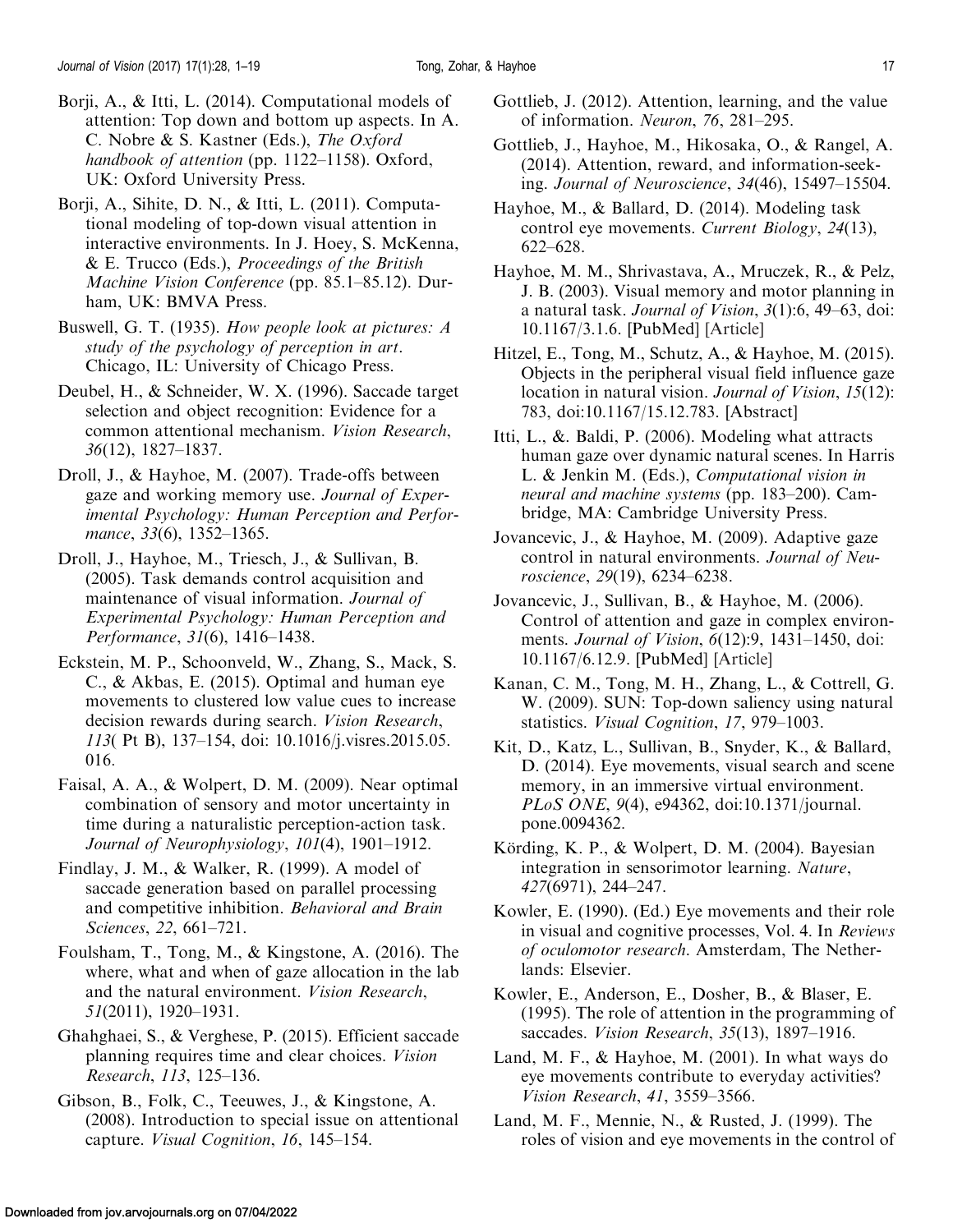Borji, A., & Itti, L. (2014). Computational models of attention: Top down and bottom up aspects. In A. C. Nobre & S. Kastner (Eds.), *The Oxford handbook of attention* (pp. 1122–1158). Oxford, UK: Oxford University Press.

Borji, A., Sihite, D. N., & Itti, L. (2011). Computational modeling of top-down visual attention in interactive environments. In J. Hoey, S. McKenna, & E. Trucco (Eds.), *Proceedings of the British Machine Vision Conference* (pp. 85.1–85.12). Durham, UK: BMVA Press.

Buswell, G. T. (1935). *How people look at pictures: A study of the psychology of perception in art*. Chicago, IL: University of Chicago Press.

Deubel, H., & Schneider, W. X. (1996). Saccade target selection and object recognition: Evidence for a common attentional mechanism. *Vision Research*, *36*(12), 1827–1837.

Droll, J., & Hayhoe, M. (2007). Trade-offs between gaze and working memory use. *Journal of Experimental Psychology: Human Perception and Performance*, *33*(6), 1352–1365.

Droll, J., Hayhoe, M., Triesch, J., & Sullivan, B. (2005). Task demands control acquisition and maintenance of visual information. *Journal of Experimental Psychology: Human Perception and Performance*, *31*(6), 1416–1438.

Eckstein, M. P., Schoonveld, W., Zhang, S., Mack, S. C., & Akbas, E. (2015). Optimal and human eye movements to clustered low value cues to increase decision rewards during search. *Vision Research*, *113*( Pt B), 137–154, doi: 10.1016/j.visres.2015.05.016.

Faisal, A. A., & Wolpert, D. M. (2009). Near optimal combination of sensory and motor uncertainty in time during a naturalistic perception-action task. *Journal of Neurophysiology*, *101*(4), 1901–1912.

Findlay, J. M., & Walker, R. (1999). A model of saccade generation based on parallel processing and competitive inhibition. *Behavioral and Brain Sciences*, *22*, 661–721.

Foulsham, T., Tong, M., & Kingstone, A. (2016). The where, what and when of gaze allocation in the lab and the natural environment. *Vision Research*, *51*(2011), 1920–1931.

Ghahghaei, S., & Verghese, P. (2015). Efficient saccade planning requires time and clear choices. *Vision Research*, *113*, 125–136.

Gibson, B., Folk, C., Teeuwes, J., & Kingstone, A. (2008). Introduction to special issue on attentional capture. *Visual Cognition*, *16*, 145–154.

Gottlieb, J. (2012). Attention, learning, and the value of information. *Neuron*, *76*, 281–295.

Gottlieb, J., Hayhoe, M., Hikosaka, O., & Rangel, A. (2014). Attention, reward, and information-seeking. *Journal of Neuroscience*, *34*(46), 15497–15504.

Hayhoe, M., & Ballard, D. (2014). Modeling task control eye movements. *Current Biology*, *24*(13), 622–628.

Hayhoe, M. M., Shrivastava, A., Mruczek, R., & Pelz, J. B. (2003). Visual memory and motor planning in a natural task. *Journal of Vision*, *3*(1):6, 49–63, doi: 10.1167/3.1.6. [PubMed] [Article]

Hitzel, E., Tong, M., Schutz, A., & Hayhoe, M. (2015). Objects in the peripheral visual field influence gaze location in natural vision. *Journal of Vision*, *15*(12): 783, doi:10.1167/15.12.783. [Abstract]

Itti, L., &. Baldi, P. (2006). Modeling what attracts human gaze over dynamic natural scenes. In Harris L. & Jenkin M. (Eds.), *Computational vision in neural and machine systems* (pp. 183–200). Cambridge, MA: Cambridge University Press.

Jovancevic, J., & Hayhoe, M. (2009). Adaptive gaze control in natural environments. *Journal of Neuroscience*, *29*(19), 6234–6238.

Jovancevic, J., Sullivan, B., & Hayhoe, M. (2006). Control of attention and gaze in complex environments. *Journal of Vision*, *6*(12):9, 1431–1450, doi: 10.1167/6.12.9. [PubMed] [Article]

Kanan, C. M., Tong, M. H., Zhang, L., & Cottrell, G. W. (2009). SUN: Top-down saliency using natural statistics. *Visual Cognition*, *17*, 979–1003.

Kit, D., Katz, L., Sullivan, B., Snyder, K., & Ballard, D. (2014). Eye movements, visual search and scene memory, in an immersive virtual environment. *PLoS ONE*, *9*(4), e94362, doi:10.1371/journal.pone.0094362.

Körding, K. P., & Wolpert, D. M. (2004). Bayesian integration in sensorimotor learning. *Nature*, *427*(6971), 244–247.

Kowler, E. (1990). (Ed.) Eye movements and their role in visual and cognitive processes, Vol. 4. In *Reviews of oculomotor research*. Amsterdam, The Netherlands: Elsevier.

Kowler, E., Anderson, E., Dosher, B., & Blaser, E. (1995). The role of attention in the programming of saccades. *Vision Research*, *35*(13), 1897–1916.

Land, M. F., & Hayhoe, M. (2001). In what ways do eye movements contribute to everyday activities? *Vision Research*, *41*, 3559–3566.

Land, M. F., Mennie, N., & Rusted, J. (1999). The roles of vision and eye movements in the control of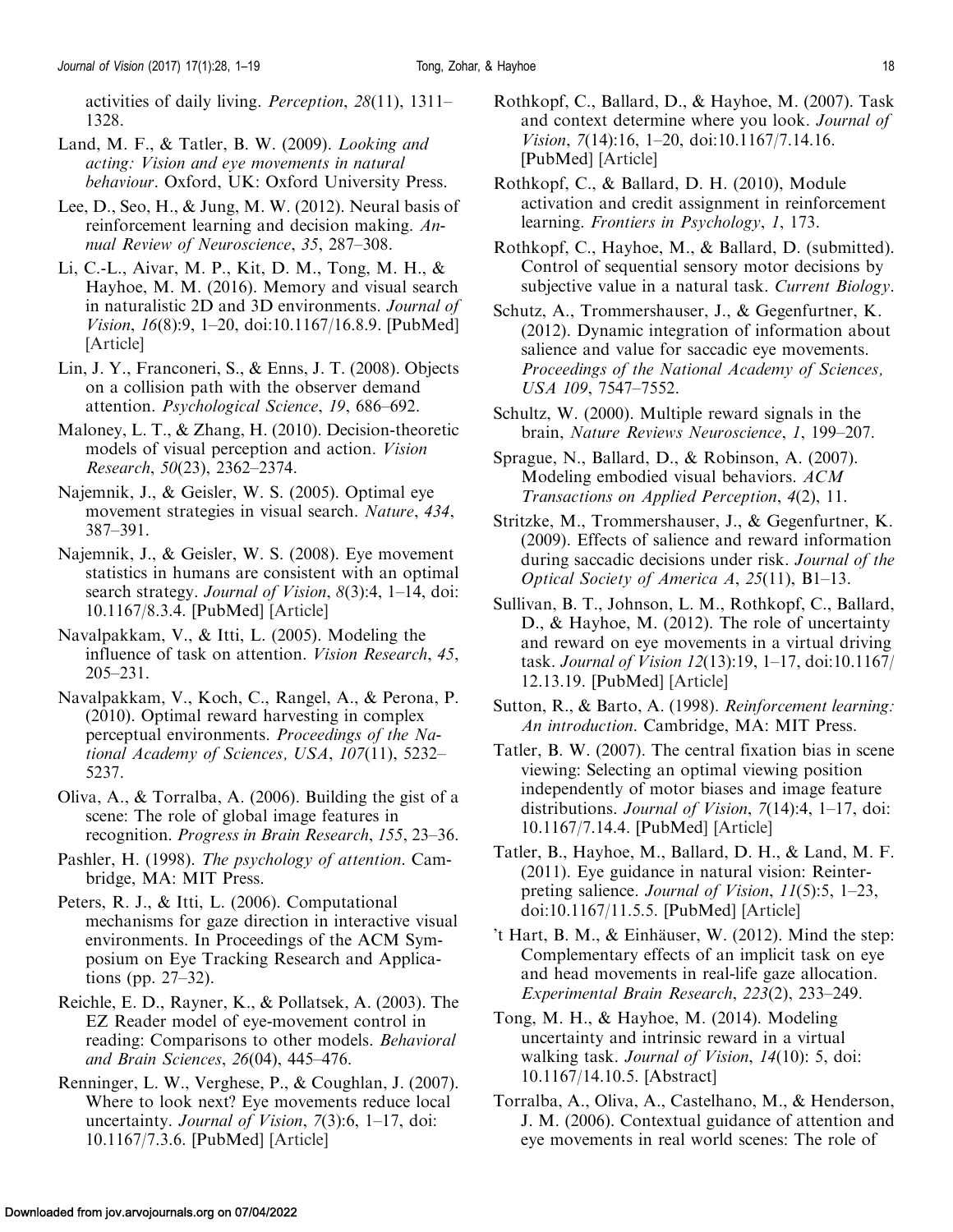activities of daily living. *Perception*, *28*(11), 1311–1328.

Land, M. F., & Tatler, B. W. (2009). *Looking and acting: Vision and eye movements in natural behaviour*. Oxford, UK: Oxford University Press.

Lee, D., Seo, H., & Jung, M. W. (2012). Neural basis of reinforcement learning and decision making. *Annual Review of Neuroscience*, *35*, 287–308.

Li, C.-L., Aivar, M. P., Kit, D. M., Tong, M. H., & Hayhoe, M. M. (2016). Memory and visual search in naturalistic 2D and 3D environments. *Journal of Vision*, *16*(8):9, 1–20, doi:10.1167/16.8.9. [PubMed] [Article]

Lin, J. Y., Franconeri, S., & Enns, J. T. (2008). Objects on a collision path with the observer demand attention. *Psychological Science*, *19*, 686–692.

Maloney, L. T., & Zhang, H. (2010). Decision-theoretic models of visual perception and action. *Vision Research*, *50*(23), 2362–2374.

Najemnik, J., & Geisler, W. S. (2005). Optimal eye movement strategies in visual search. *Nature*, *434*, 387–391.

Najemnik, J., & Geisler, W. S. (2008). Eye movement statistics in humans are consistent with an optimal search strategy. *Journal of Vision*, *8*(3):4, 1–14, doi:10.1167/8.3.4. [PubMed] [Article]

Navalpakkam, V., & Itti, L. (2005). Modeling the influence of task on attention. *Vision Research*, *45*, 205–231.

Navalpakkam, V., Koch, C., Rangel, A., & Perona, P. (2010). Optimal reward harvesting in complex perceptual environments. *Proceedings of the National Academy of Sciences, USA*, *107*(11), 5232–5237.

Oliva, A., & Torralba, A. (2006). Building the gist of a scene: The role of global image features in recognition. *Progress in Brain Research*, *155*, 23–36.

Pashler, H. (1998). *The psychology of attention*. Cambridge, MA: MIT Press.

Peters, R. J., & Itti, L. (2006). Computational mechanisms for gaze direction in interactive visual environments. In Proceedings of the ACM Symposium on Eye Tracking Research and Applications (pp. 27–32).

Reichle, E. D., Rayner, K., & Pollatsek, A. (2003). The EZ Reader model of eye-movement control in reading: Comparisons to other models. *Behavioral and Brain Sciences*, *26*(04), 445–476.

Renninger, L. W., Verghese, P., & Coughlan, J. (2007). Where to look next? Eye movements reduce local uncertainty. *Journal of Vision*, *7*(3):6, 1–17, doi:10.1167/7.3.6. [PubMed] [Article]

Rothkopf, C., Ballard, D., & Hayhoe, M. (2007). Task and context determine where you look. *Journal of Vision*, *7*(14):16, 1–20, doi:10.1167/7.14.16. [PubMed] [Article]

Rothkopf, C., & Ballard, D. H. (2010), Module activation and credit assignment in reinforcement learning. *Frontiers in Psychology*, *1*, 173.

Rothkopf, C., Hayhoe, M., & Ballard, D. (submitted). Control of sequential sensory motor decisions by subjective value in a natural task. *Current Biology*.

Schutz, A., Trommershauser, J., & Gegenfurtner, K. (2012). Dynamic integration of information about salience and value for saccadic eye movements. *Proceedings of the National Academy of Sciences, USA 109*, 7547–7552.

Schultz, W. (2000). Multiple reward signals in the brain, *Nature Reviews Neuroscience*, *1*, 199–207.

Sprague, N., Ballard, D., & Robinson, A. (2007). Modeling embodied visual behaviors. *ACM Transactions on Applied Perception*, *4*(2), 11.

Stritzke, M., Trommershauser, J., & Gegenfurtner, K. (2009). Effects of salience and reward information during saccadic decisions under risk. *Journal of the Optical Society of America A*, *25*(11), B1–13.

Sullivan, B. T., Johnson, L. M., Rothkopf, C., Ballard, D., & Hayhoe, M. (2012). The role of uncertainty and reward on eye movements in a virtual driving task. *Journal of Vision 12*(13):19, 1–17, doi:10.1167/12.13.19. [PubMed] [Article]

Sutton, R., & Barto, A. (1998). *Reinforcement learning: An introduction*. Cambridge, MA: MIT Press.

Tatler, B. W. (2007). The central fixation bias in scene viewing: Selecting an optimal viewing position independently of motor biases and image feature distributions. *Journal of Vision*, *7*(14):4, 1–17, doi:10.1167/7.14.4. [PubMed] [Article]

Tatler, B., Hayhoe, M., Ballard, D. H., & Land, M. F. (2011). Eye guidance in natural vision: Reinterpreting salience. *Journal of Vision*, *11*(5):5, 1–23, doi:10.1167/11.5.5. [PubMed] [Article]

't Hart, B. M., & Einhäuser, W. (2012). Mind the step: Complementary effects of an implicit task on eye and head movements in real-life gaze allocation. *Experimental Brain Research*, *223*(2), 233–249.

Tong, M. H., & Hayhoe, M. (2014). Modeling uncertainty and intrinsic reward in a virtual walking task. *Journal of Vision*, *14*(10): 5, doi:10.1167/14.10.5. [Abstract]

Torralba, A., Oliva, A., Castelhano, M., & Henderson, J. M. (2006). Contextual guidance of attention and eye movements in real world scenes: The role of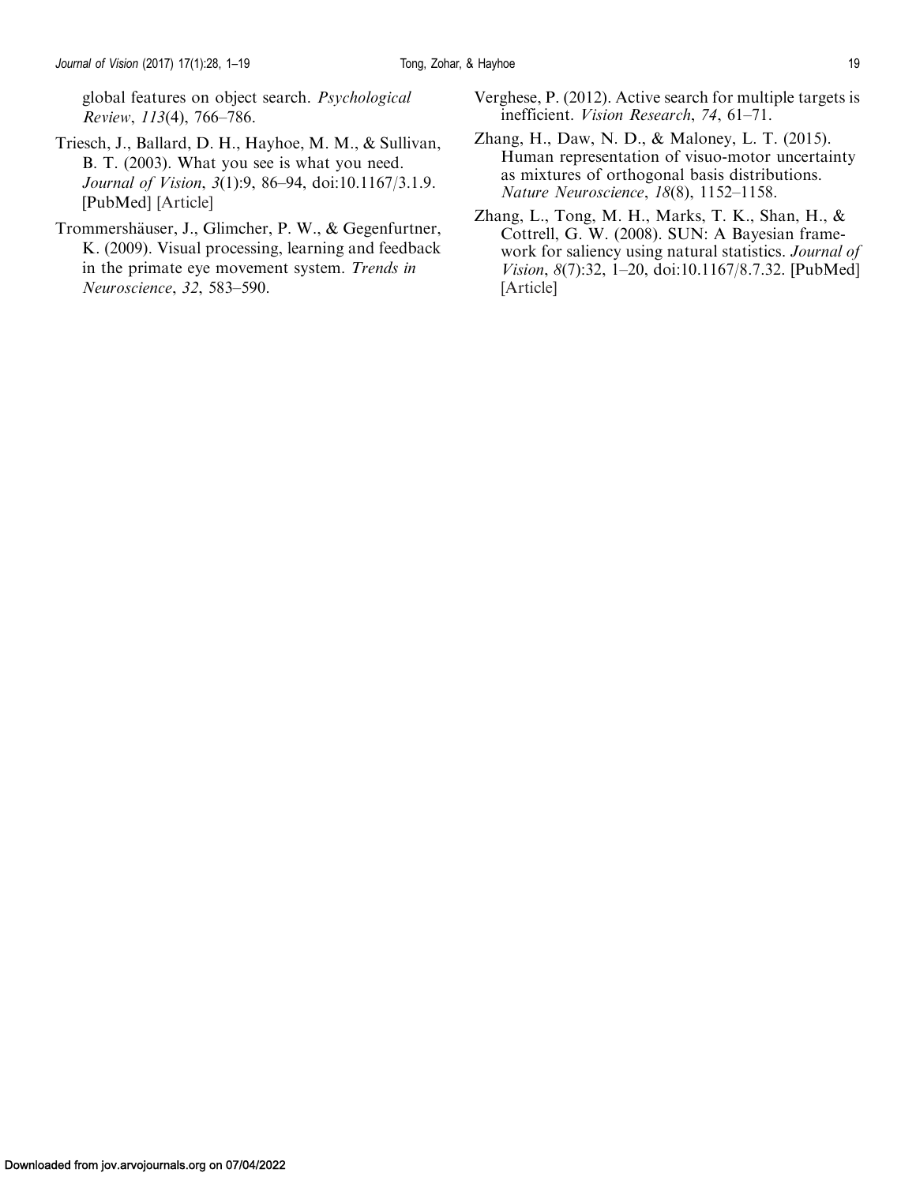global features on object search. *Psychological Review*, *113*(4), 766–786.

Triesch, J., Ballard, D. H., Hayhoe, M. M., & Sullivan, B. T. (2003). What you see is what you need. *Journal of Vision*, *3*(1):9, 86–94, doi:10.1167/3.1.9. [PubMed] [Article]

Trommershäuser, J., Glimcher, P. W., & Gegenfurtner, K. (2009). Visual processing, learning and feedback in the primate eye movement system. *Trends in Neuroscience*, *32*, 583–590.

Verghese, P. (2012). Active search for multiple targets is inefficient. *Vision Research*, *74*, 61–71.

Zhang, H., Daw, N. D., & Maloney, L. T. (2015). Human representation of visuo-motor uncertainty as mixtures of orthogonal basis distributions. *Nature Neuroscience*, *18*(8), 1152–1158.

Zhang, L., Tong, M. H., Marks, T. K., Shan, H., & Cottrell, G. W. (2008). SUN: A Bayesian framework for saliency using natural statistics. *Journal of Vision*, *8*(7):32, 1–20, doi:10.1167/8.7.32. [PubMed] [Article]

Downloaded from jov.arvojournals.org on 07/04/2022